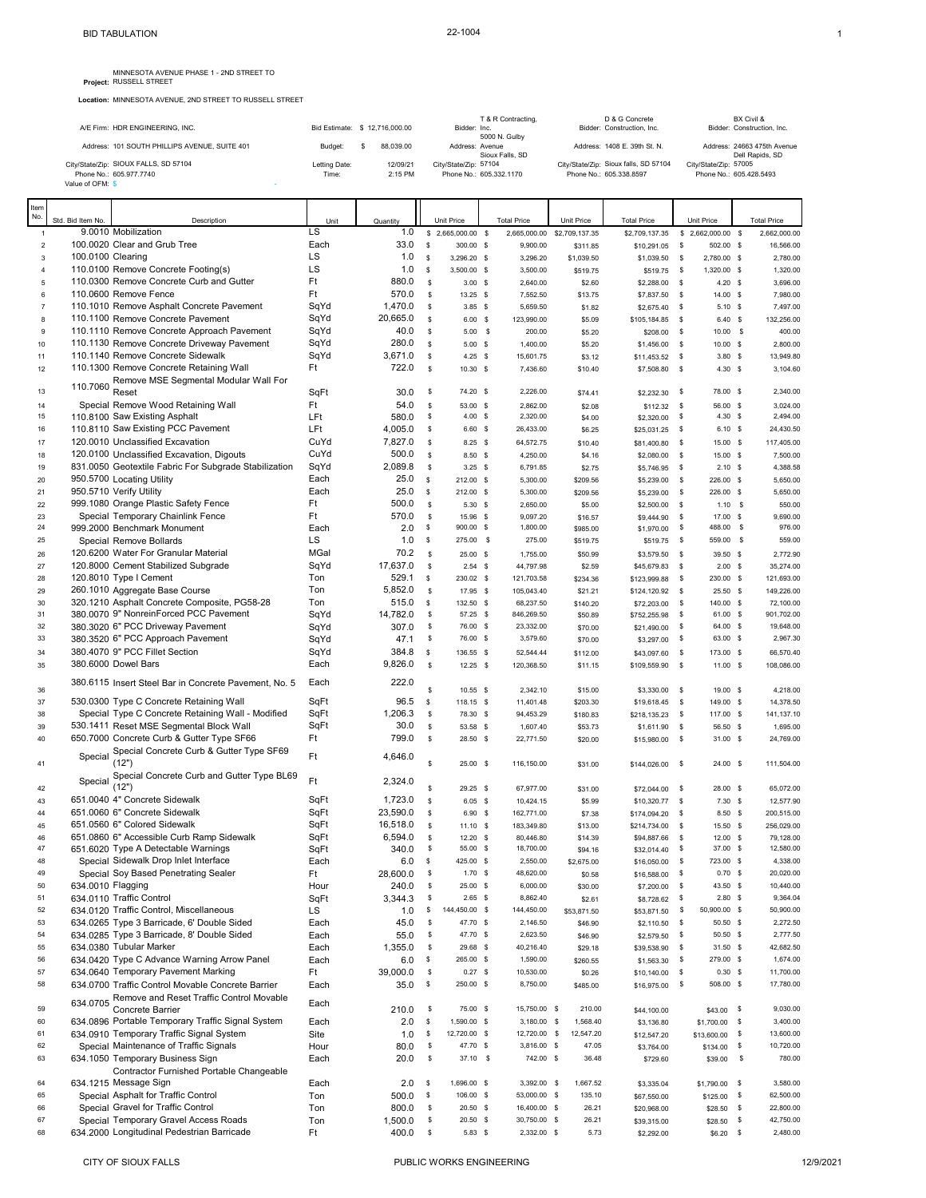BID TABULATION

22-1004

**Project:** MINNESOTA AVENUE PHASE 1 - 2ND STREET TO RUSSELL STREET

**Location:** MINNESOTA AVENUE, 2ND STREET TO RUSSELL STREET

A/E Firm: HDR ENGINEERING, INC.
Address: 101 SOUTH PHILLIPS AVENUE, SUITE 401
City/State/Zip: SIOUX FALLS, SD 57104
Phone No.: 605.977.7740
Value of OFM: $ -

Bid Estimate: $ 12,716,000.00
Budget: $ 88,039.00
Letting Date: 12/09/21
Time: 2:15 PM

Bidder: T & R Contracting, Inc.
Address: 5000 N. Gulby Avenue
City/State/Zip: Sioux Falls, SD 57104
Phone No.: 605.332.1170

Bidder: D & G Concrete Construction, Inc.
Address: 1408 E. 39th St. N.
City/State/Zip: Sioux falls, SD 57104
Phone No.: 605.338.8597

Bidder: BX Civil & Construction, Inc.
Address: 24663 475th Avenue
City/State/Zip: Dell Rapids, SD 57005
Phone No.: 605.428.5493

| Item No. | Std. Bid Item No. | Description | Unit | Quantity | T & R Unit Price | T & R Total Price | D & G Unit Price | D & G Total Price | BX Unit Price | BX Total Price |
|---|---|---|---|---|---|---|---|---|---|---|
| 1 | 9.0010 | Mobilization | LS | 1.0 | $ 2,665,000.00 | $ 2,665,000.00 | $2,709,137.35 | $2,709,137.35 | $ 2,662,000.00 | $ 2,662,000.00 |
| 2 | 100.0020 | Clear and Grub Tree | Each | 33.0 | $ 300.00 | $ 9,900.00 | $311.85 | $10,291.05 | $ 502.00 | $ 16,566.00 |
| 3 | 100.0100 | Clearing | LS | 1.0 | $ 3,296.20 | $ 3,296.20 | $1,039.50 | $1,039.50 | $ 2,780.00 | $ 2,780.00 |
| 4 | 110.0100 | Remove Concrete Footing(s) | LS | 1.0 | $ 3,500.00 | $ 3,500.00 | $519.75 | $519.75 | $ 1,320.00 | $ 1,320.00 |
| 5 | 110.0300 | Remove Concrete Curb and Gutter | Ft | 880.0 | $ 3.00 | $ 2,640.00 | $2.60 | $2,288.00 | $ 4.20 | $ 3,696.00 |
| 6 | 110.0600 | Remove Fence | Ft | 570.0 | $ 13.25 | $ 7,552.50 | $13.75 | $7,837.50 | $ 14.00 | $ 7,980.00 |
| 7 | 110.1010 | Remove Asphalt Concrete Pavement | SqYd | 1,470.0 | $ 3.85 | $ 5,659.50 | $1.82 | $2,675.40 | $ 5.10 | $ 7,497.00 |
| 8 | 110.1100 | Remove Concrete Pavement | SqYd | 20,665.0 | $ 6.00 | $ 123,990.00 | $5.09 | $105,184.85 | $ 6.40 | $ 132,256.00 |
| 9 | 110.1110 | Remove Concrete Approach Pavement | SqYd | 40.0 | $ 5.00 | $ 200.00 | $5.20 | $208.00 | $ 10.00 | $ 400.00 |
| 10 | 110.1130 | Remove Concrete Driveway Pavement | SqYd | 280.0 | $ 5.00 | $ 1,400.00 | $5.20 | $1,456.00 | $ 10.00 | $ 2,800.00 |
| 11 | 110.1140 | Remove Concrete Sidewalk | SqYd | 3,671.0 | $ 4.25 | $ 15,601.75 | $3.12 | $11,453.52 | $ 3.80 | $ 13,949.80 |
| 12 | 110.1300 | Remove Concrete Retaining Wall | Ft | 722.0 | $ 10.30 | $ 7,436.60 | $10.40 | $7,508.80 | $ 4.30 | $ 3,104.60 |
| 13 | 110.7060 | Remove MSE Segmental Modular Wall For Reset | SqFt | 30.0 | $ 74.20 | $ 2,226.00 | $74.41 | $2,232.30 | $ 78.00 | $ 2,340.00 |
| 14 | Special | Remove Wood Retaining Wall | Ft | 54.0 | $ 53.00 | $ 2,862.00 | $2.08 | $112.32 | $ 56.00 | $ 3,024.00 |
| 15 | 110.8100 | Saw Existing Asphalt | LFt | 580.0 | $ 4.00 | $ 2,320.00 | $4.00 | $2,320.00 | $ 4.30 | $ 2,494.00 |
| 16 | 110.8110 | Saw Existing PCC Pavement | LFt | 4,005.0 | $ 6.60 | $ 26,433.00 | $6.25 | $25,031.25 | $ 6.10 | $ 24,430.50 |
| 17 | 120.0010 | Unclassified Excavation | CuYd | 7,827.0 | $ 8.25 | $ 64,572.75 | $10.40 | $81,400.80 | $ 15.00 | $ 117,405.00 |
| 18 | 120.0100 | Unclassified Excavation, Digouts | CuYd | 500.0 | $ 8.50 | $ 4,250.00 | $4.16 | $2,080.00 | $ 15.00 | $ 7,500.00 |
| 19 | 831.0050 | Geotextile Fabric For Subgrade Stabilization | SqYd | 2,089.8 | $ 3.25 | $ 6,791.85 | $2.75 | $5,746.95 | $ 2.10 | $ 4,388.58 |
| 20 | 950.5700 | Locating Utility | Each | 25.0 | $ 212.00 | $ 5,300.00 | $209.56 | $5,239.00 | $ 226.00 | $ 5,650.00 |
| 21 | 950.5710 | Verify Utility | Each | 25.0 | $ 212.00 | $ 5,300.00 | $209.56 | $5,239.00 | $ 226.00 | $ 5,650.00 |
| 22 | 999.1080 | Orange Plastic Safety Fence | Ft | 500.0 | $ 5.30 | $ 2,650.00 | $5.00 | $2,500.00 | $ 1.10 | $ 550.00 |
| 23 | Special | Temporary Chainlink Fence | Ft | 570.0 | $ 15.96 | $ 9,097.20 | $16.57 | $9,444.90 | $ 17.00 | $ 9,690.00 |
| 24 | 999.2000 | Benchmark Monument | Each | 2.0 | $ 900.00 | $ 1,800.00 | $985.00 | $1,970.00 | $ 488.00 | $ 976.00 |
| 25 | Special | Remove Bollards | LS | 1.0 | $ 275.00 | $ 275.00 | $519.75 | $519.75 | $ 559.00 | $ 559.00 |
| 26 | 120.6200 | Water For Granular Material | MGal | 70.2 | $ 25.00 | $ 1,755.00 | $50.99 | $3,579.50 | $ 39.50 | $ 2,772.90 |
| 27 | 120.8000 | Cement Stabilized Subgrade | SqYd | 17,637.0 | $ 2.54 | $ 44,797.98 | $2.59 | $45,679.83 | $ 2.00 | $ 35,274.00 |
| 28 | 120.8010 | Type I Cement | Ton | 529.1 | $ 230.02 | $ 121,703.58 | $234.36 | $123,999.88 | $ 230.00 | $ 121,693.00 |
| 29 | 260.1010 | Aggregate Base Course | Ton | 5,852.0 | $ 17.95 | $ 105,043.40 | $21.21 | $124,120.92 | $ 25.50 | $ 149,226.00 |
| 30 | 320.1210 | Asphalt Concrete Composite, PG58-28 | Ton | 515.0 | $ 132.50 | $ 68,237.50 | $140.20 | $72,203.00 | $ 140.00 | $ 72,100.00 |
| 31 | 380.0070 | 9" NonreinForced PCC Pavement | SqYd | 14,782.0 | $ 57.25 | $ 846,269.50 | $50.89 | $752,255.98 | $ 61.00 | $ 901,702.00 |
| 32 | 380.3020 | 6" PCC Driveway Pavement | SqYd | 307.0 | $ 76.00 | $ 23,332.00 | $70.00 | $21,490.00 | $ 64.00 | $ 19,648.00 |
| 33 | 380.3520 | 6" PCC Approach Pavement | SqYd | 47.1 | $ 76.00 | $ 3,579.60 | $70.00 | $3,297.00 | $ 63.00 | $ 2,967.30 |
| 34 | 380.4070 | 9" PCC Fillet Section | SqYd | 384.8 | $ 136.55 | $ 52,544.44 | $112.00 | $43,097.60 | $ 173.00 | $ 66,570.40 |
| 35 | 380.6000 | Dowel Bars | Each | 9,826.0 | $ 12.25 | $ 120,368.50 | $11.15 | $109,559.90 | $ 11.00 | $ 108,086.00 |
| 36 | 380.6115 | Insert Steel Bar in Concrete Pavement, No. 5 | Each | 222.0 | $ 10.55 | $ 2,342.10 | $15.00 | $3,330.00 | $ 19.00 | $ 4,218.00 |
| 37 | 530.0300 | Type C Concrete Retaining Wall | SqFt | 96.5 | $ 118.15 | $ 11,401.48 | $203.30 | $19,618.45 | $ 149.00 | $ 14,378.50 |
| 38 | Special | Type C Concrete Retaining Wall - Modified | SqFt | 1,206.3 | $ 78.30 | $ 94,453.29 | $180.83 | $218,135.23 | $ 117.00 | $ 141,137.10 |
| 39 | 530.1411 | Reset MSE Segmental Block Wall | SqFt | 30.0 | $ 53.58 | $ 1,607.40 | $53.73 | $1,611.90 | $ 56.50 | $ 1,695.00 |
| 40 | 650.7000 | Concrete Curb & Gutter Type SF66 | Ft | 799.0 | $ 28.50 | $ 22,771.50 | $20.00 | $15,980.00 | $ 31.00 | $ 24,769.00 |
| 41 | Special | Special Concrete Curb & Gutter Type SF69 (12") | Ft | 4,646.0 | $ 25.00 | $ 116,150.00 | $31.00 | $144,026.00 | $ 24.00 | $ 111,504.00 |
| 42 | Special | Special Concrete Curb and Gutter Type BL69 (12") | Ft | 2,324.0 | $ 29.25 | $ 67,977.00 | $31.00 | $72,044.00 | $ 28.00 | $ 65,072.00 |
| 43 | 651.0040 | 4" Concrete Sidewalk | SqFt | 1,723.0 | $ 6.05 | $ 10,424.15 | $5.99 | $10,320.77 | $ 7.30 | $ 12,577.90 |
| 44 | 651.0060 | 6" Concrete Sidewalk | SqFt | 23,590.0 | $ 6.90 | $ 162,771.00 | $7.38 | $174,094.20 | $ 8.50 | $ 200,515.00 |
| 45 | 651.0560 | 6" Colored Sidewalk | SqFt | 16,518.0 | $ 11.10 | $ 183,349.80 | $13.00 | $214,734.00 | $ 15.50 | $ 256,029.00 |
| 46 | 651.0860 | 6" Accessible Curb Ramp Sidewalk | SqFt | 6,594.0 | $ 12.20 | $ 80,446.80 | $14.39 | $94,887.66 | $ 12.00 | $ 79,128.00 |
| 47 | 651.6020 | Type A Detectable Warnings | SqFt | 340.0 | $ 55.00 | $ 18,700.00 | $94.16 | $32,014.40 | $ 37.00 | $ 12,580.00 |
| 48 | Special | Sidewalk Drop Inlet Interface | Each | 6.0 | $ 425.00 | $ 2,550.00 | $2,675.00 | $16,050.00 | $ 723.00 | $ 4,338.00 |
| 49 | Special | Soy Based Penetrating Sealer | Ft | 28,600.0 | $ 1.70 | $ 48,620.00 | $0.58 | $16,588.00 | $ 0.70 | $ 20,020.00 |
| 50 | 634.0010 | Flagging | Hour | 240.0 | $ 25.00 | $ 6,000.00 | $30.00 | $7,200.00 | $ 43.50 | $ 10,440.00 |
| 51 | 634.0110 | Traffic Control | SqFt | 3,344.3 | $ 2.65 | $ 8,862.40 | $2.61 | $8,728.62 | $ 2.80 | $ 9,364.04 |
| 52 | 634.0120 | Traffic Control, Miscellaneous | LS | 1.0 | $ 144,450.00 | $ 144,450.00 | $53,871.50 | $53,871.50 | $ 50,900.00 | $ 50,900.00 |
| 53 | 634.0265 | Type 3 Barricade, 6' Double Sided | Each | 45.0 | $ 47.70 | $ 2,146.50 | $46.90 | $2,110.50 | $ 50.50 | $ 2,272.50 |
| 54 | 634.0285 | Type 3 Barricade, 8' Double Sided | Each | 55.0 | $ 47.70 | $ 2,623.50 | $46.90 | $2,579.50 | $ 50.50 | $ 2,777.50 |
| 55 | 634.0380 | Tubular Marker | Each | 1,355.0 | $ 29.68 | $ 40,216.40 | $29.18 | $39,538.90 | $ 31.50 | $ 42,682.50 |
| 56 | 634.0420 | Type C Advance Warning Arrow Panel | Each | 6.0 | $ 265.00 | $ 1,590.00 | $260.55 | $1,563.30 | $ 279.00 | $ 1,674.00 |
| 57 | 634.0640 | Temporary Pavement Marking | Ft | 39,000.0 | $ 0.27 | $ 10,530.00 | $0.26 | $10,140.00 | $ 0.30 | $ 11,700.00 |
| 58 | 634.0700 | Traffic Control Movable Concrete Barrier | Each | 35.0 | $ 250.00 | $ 8,750.00 | $485.00 | $16,975.00 | $ 508.00 | $ 17,780.00 |
| 59 | 634.0705 | Remove and Reset Traffic Control Movable Concrete Barrier | Each | 210.0 | $ 75.00 | $ 15,750.00 | $ 210.00 | $44,100.00 | $43.00 | $ 9,030.00 |
| 60 | 634.0896 | Portable Temporary Traffic Signal System | Each | 2.0 | $ 1,590.00 | $ 3,180.00 | $ 1,568.40 | $3,136.80 | $1,700.00 | $ 3,400.00 |
| 61 | 634.0910 | Temporary Traffic Signal System | Site | 1.0 | $ 12,720.00 | $ 12,720.00 | $ 12,547.20 | $12,547.20 | $13,600.00 | $ 13,600.00 |
| 62 | Special | Maintenance of Traffic Signals | Hour | 80.0 | $ 47.70 | $ 3,816.00 | $ 47.05 | $3,764.00 | $134.00 | $ 10,720.00 |
| 63 | 634.1050 | Temporary Business Sign | Each | 20.0 | $ 37.10 | $ 742.00 | $ 36.48 | $729.60 | $39.00 | $ 780.00 |
| 64 | 634.1215 | Contractor Furnished Portable Changeable Message Sign | Each | 2.0 | $ 1,696.00 | $ 3,392.00 | $ 1,667.52 | $3,335.04 | $1,790.00 | $ 3,580.00 |
| 65 | Special | Asphalt for Traffic Control | Ton | 500.0 | $ 106.00 | $ 53,000.00 | $ 135.10 | $67,550.00 | $125.00 | $ 62,500.00 |
| 66 | Special | Gravel for Traffic Control | Ton | 800.0 | $ 20.50 | $ 16,400.00 | $ 26.21 | $20,968.00 | $28.50 | $ 22,800.00 |
| 67 | Special | Temporary Gravel Access Roads | Ton | 1,500.0 | $ 20.50 | $ 30,750.00 | $ 26.21 | $39,315.00 | $28.50 | $ 42,750.00 |
| 68 | 634.2000 | Longitudinal Pedestrian Barricade | Ft | 400.0 | $ 5.83 | $ 2,332.00 | $ 5.73 | $2,292.00 | $6.20 | $ 2,480.00 |

CITY OF SIOUX FALLS — PUBLIC WORKS ENGINEERING — 12/9/2021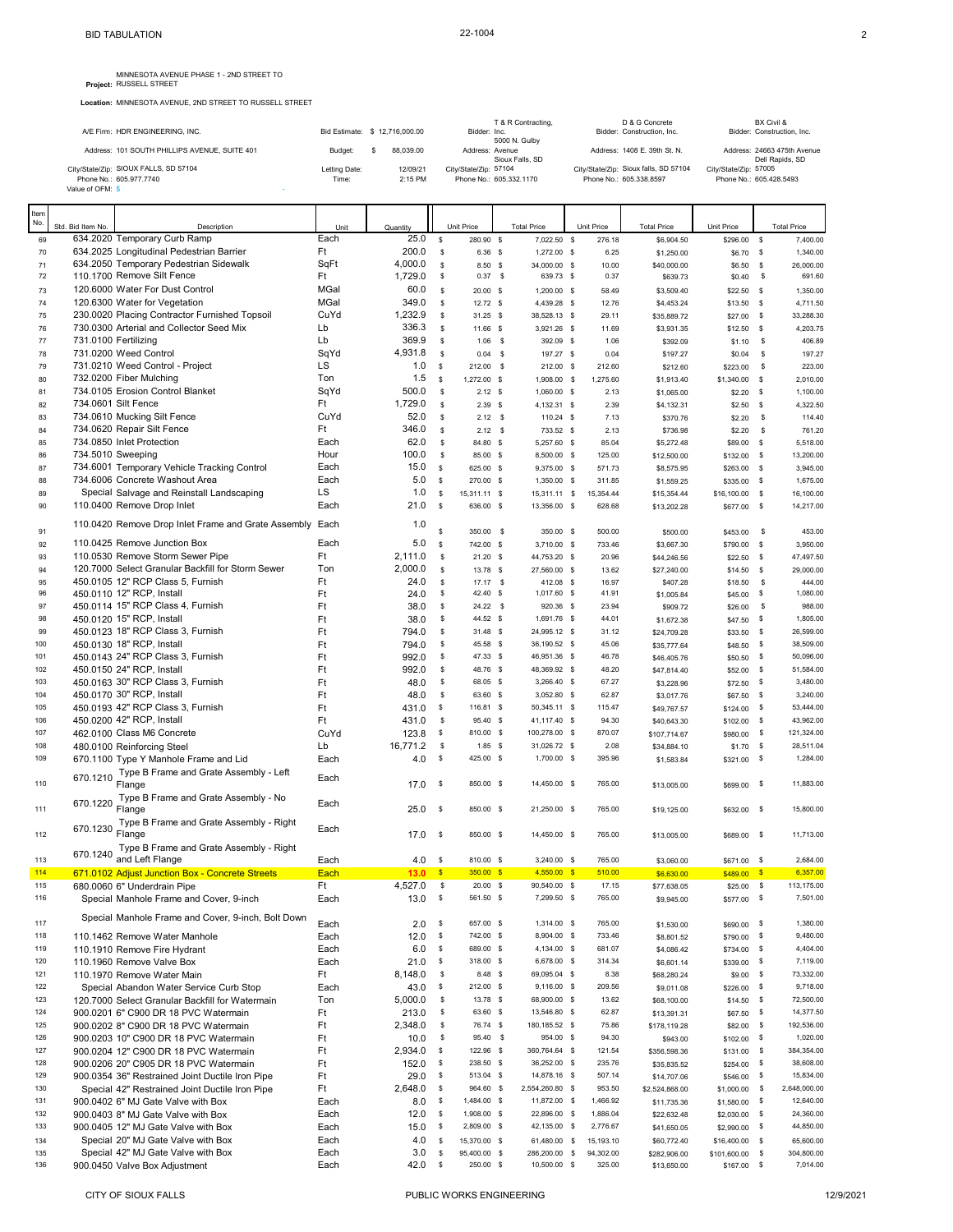BID TABULATION 22-1004

**Project:** MINNESOTA AVENUE PHASE 1 - 2ND STREET TO RUSSELL STREET

**Location:** MINNESOTA AVENUE, 2ND STREET TO RUSSELL STREET

| | | | | | |
|---|---|---|---|---|---|
| A/E Firm: HDR ENGINEERING, INC. | Bid Estimate: $ 12,716,000.00 | Bidder: T & R Contracting, Inc. | Bidder: D & G Concrete Construction, Inc. | Bidder: BX Civil & Construction, Inc. |
| Address: 101 SOUTH PHILLIPS AVENUE, SUITE 401 | Budget: $ 88,039.00 | Address: 5000 N. Gulby Avenue | Address: 1408 E. 39th St. N. | Address: 24663 475th Avenue |
| City/State/Zip: SIOUX FALLS, SD 57104 | Letting Date: 12/09/21 | City/State/Zip: Sioux Falls, SD 57104 | City/State/Zip: Sioux falls, SD 57104 | City/State/Zip: Dell Rapids, SD 57005 |
| Phone No.: 605.977.7740 | Time: 2:15 PM | Phone No.: 605.332.1170 | Phone No.: 605.338.8597 | Phone No.: 605.428.5493 |
| Value of OFM: $ - | | | | |

| Item No. | Std. Bid Item No. | Description | Unit | Quantity | Unit Price | Total Price | Unit Price | Total Price | Unit Price | Total Price |
|---|---|---|---|---|---|---|---|---|---|---|
| 69 | 634.2020 | Temporary Curb Ramp | Each | 25.0 | $ 280.90 | $ 7,022.50 | $ 276.18 | $6,904.50 | $296.00 | $ 7,400.00 |
| 70 | 634.2025 | Longitudinal Pedestrian Barrier | Ft | 200.0 | $ 6.36 | $ 1,272.00 | $ 6.25 | $1,250.00 | $6.70 | $ 1,340.00 |
| 71 | 634.2050 | Temporary Pedestrian Sidewalk | SqFt | 4,000.0 | $ 8.50 | $ 34,000.00 | $ 10.00 | $40,000.00 | $6.50 | $ 26,000.00 |
| 72 | 110.1700 | Remove Silt Fence | Ft | 1,729.0 | $ 0.37 | $ 639.73 | $ 0.37 | $639.73 | $0.40 | $ 691.60 |
| 73 | 120.6000 | Water For Dust Control | MGal | 60.0 | $ 20.00 | $ 1,200.00 | $ 58.49 | $3,509.40 | $22.50 | $ 1,350.00 |
| 74 | 120.6300 | Water for Vegetation | MGal | 349.0 | $ 12.72 | $ 4,439.28 | $ 12.76 | $4,453.24 | $13.50 | $ 4,711.50 |
| 75 | 230.0020 | Placing Contractor Furnished Topsoil | CuYd | 1,232.9 | $ 31.25 | $ 38,528.13 | $ 29.11 | $35,889.72 | $27.00 | $ 33,288.30 |
| 76 | 730.0300 | Arterial and Collector Seed Mix | Lb | 336.3 | $ 11.66 | $ 3,921.26 | $ 11.69 | $3,931.35 | $12.50 | $ 4,203.75 |
| 77 | 731.0100 | Fertilizing | Lb | 369.9 | $ 1.06 | $ 392.09 | $ 1.06 | $392.09 | $1.10 | $ 406.89 |
| 78 | 731.0200 | Weed Control | SqYd | 4,931.8 | $ 0.04 | $ 197.27 | $ 0.04 | $197.27 | $0.04 | $ 197.27 |
| 79 | 731.0210 | Weed Control - Project | LS | 1.0 | $ 212.00 | $ 212.00 | $ 212.60 | $212.60 | $223.00 | $ 223.00 |
| 80 | 732.0200 | Fiber Mulching | Ton | 1.5 | $ 1,272.00 | $ 1,908.00 | $ 1,275.60 | $1,913.40 | $1,340.00 | $ 2,010.00 |
| 81 | 734.0105 | Erosion Control Blanket | SqYd | 500.0 | $ 2.12 | $ 1,060.00 | $ 2.13 | $1,065.00 | $2.20 | $ 1,100.00 |
| 82 | 734.0601 | Silt Fence | Ft | 1,729.0 | $ 2.39 | $ 4,132.31 | $ 2.39 | $4,132.31 | $2.50 | $ 4,322.50 |
| 83 | 734.0610 | Mucking Silt Fence | CuYd | 52.0 | $ 2.12 | $ 110.24 | $ 7.13 | $370.76 | $2.20 | $ 114.40 |
| 84 | 734.0620 | Repair Silt Fence | Ft | 346.0 | $ 2.12 | $ 733.52 | $ 2.13 | $736.98 | $2.20 | $ 761.20 |
| 85 | 734.0850 | Inlet Protection | Each | 62.0 | $ 84.80 | $ 5,257.60 | $ 85.04 | $5,272.48 | $89.00 | $ 5,518.00 |
| 86 | 734.5010 | Sweeping | Hour | 100.0 | $ 85.00 | $ 8,500.00 | $ 125.00 | $12,500.00 | $132.00 | $ 13,200.00 |
| 87 | 734.6001 | Temporary Vehicle Tracking Control | Each | 15.0 | $ 625.00 | $ 9,375.00 | $ 571.73 | $8,575.95 | $263.00 | $ 3,945.00 |
| 88 | 734.6006 | Concrete Washout Area | Each | 5.0 | $ 270.00 | $ 1,350.00 | $ 311.85 | $1,559.25 | $335.00 | $ 1,675.00 |
| 89 | Special | Salvage and Reinstall Landscaping | LS | 1.0 | $ 15,311.11 | $ 15,311.11 | $ 15,354.44 | $15,354.44 | $16,100.00 | $ 16,100.00 |
| 90 | 110.0400 | Remove Drop Inlet | Each | 21.0 | $ 636.00 | $ 13,356.00 | $ 628.68 | $13,202.28 | $677.00 | $ 14,217.00 |
| 91 | 110.0420 | Remove Drop Inlet Frame and Grate Assembly | Each | 1.0 | $ 350.00 | $ 350.00 | $ 500.00 | $500.00 | $453.00 | $ 453.00 |
| 92 | 110.0425 | Remove Junction Box | Each | 5.0 | $ 742.00 | $ 3,710.00 | $ 733.46 | $3,667.30 | $790.00 | $ 3,950.00 |
| 93 | 110.0530 | Remove Storm Sewer Pipe | Ft | 2,111.0 | $ 21.20 | $ 44,753.20 | $ 20.96 | $44,246.56 | $22.50 | $ 47,497.50 |
| 94 | 120.7000 | Select Granular Backfill for Storm Sewer | Ton | 2,000.0 | $ 13.78 | $ 27,560.00 | $ 13.62 | $27,240.00 | $14.50 | $ 29,000.00 |
| 95 | 450.0105 | 12" RCP Class 5, Furnish | Ft | 24.0 | $ 17.17 | $ 412.08 | $ 16.97 | $407.28 | $18.50 | $ 444.00 |
| 96 | 450.0110 | 12" RCP, Install | Ft | 24.0 | $ 42.40 | $ 1,017.60 | $ 41.91 | $1,005.84 | $45.00 | $ 1,080.00 |
| 97 | 450.0114 | 15" RCP Class 4, Furnish | Ft | 38.0 | $ 24.22 | $ 920.36 | $ 23.94 | $909.72 | $26.00 | $ 988.00 |
| 98 | 450.0120 | 15" RCP, Install | Ft | 38.0 | $ 44.52 | $ 1,691.76 | $ 44.01 | $1,672.38 | $47.50 | $ 1,805.00 |
| 99 | 450.0123 | 18" RCP Class 3, Furnish | Ft | 794.0 | $ 31.48 | $ 24,995.12 | $ 31.12 | $24,709.28 | $33.50 | $ 26,599.00 |
| 100 | 450.0130 | 18" RCP, Install | Ft | 794.0 | $ 45.58 | $ 36,190.52 | $ 45.06 | $35,777.64 | $48.50 | $ 38,509.00 |
| 101 | 450.0143 | 24" RCP Class 3, Furnish | Ft | 992.0 | $ 47.33 | $ 46,951.36 | $ 46.78 | $46,405.76 | $50.50 | $ 50,096.00 |
| 102 | 450.0150 | 24" RCP, Install | Ft | 992.0 | $ 48.76 | $ 48,369.92 | $ 48.20 | $47,814.40 | $52.00 | $ 51,584.00 |
| 103 | 450.0163 | 30" RCP Class 3, Furnish | Ft | 48.0 | $ 68.05 | $ 3,266.40 | $ 67.27 | $3,228.96 | $72.50 | $ 3,480.00 |
| 104 | 450.0170 | 30" RCP, Install | Ft | 48.0 | $ 63.60 | $ 3,052.80 | $ 62.87 | $3,017.76 | $67.50 | $ 3,240.00 |
| 105 | 450.0193 | 42" RCP Class 3, Furnish | Ft | 431.0 | $ 116.81 | $ 50,345.11 | $ 115.47 | $49,767.57 | $124.00 | $ 53,444.00 |
| 106 | 450.0200 | 42" RCP, Install | Ft | 431.0 | $ 95.40 | $ 41,117.40 | $ 94.30 | $40,643.30 | $102.00 | $ 43,962.00 |
| 107 | 462.0100 | Class M6 Concrete | CuYd | 123.8 | $ 810.00 | $ 100,278.00 | $ 870.07 | $107,714.67 | $980.00 | $ 121,324.00 |
| 108 | 480.0100 | Reinforcing Steel | Lb | 16,771.2 | $ 1.85 | $ 31,026.72 | $ 2.08 | $34,884.10 | $1.70 | $ 28,511.04 |
| 109 | 670.1100 | Type Y Manhole Frame and Lid | Each | 4.0 | $ 425.00 | $ 1,700.00 | $ 395.96 | $1,583.84 | $321.00 | $ 1,284.00 |
| 110 | 670.1210 | Type B Frame and Grate Assembly - Left Flange | Each | 17.0 | $ 850.00 | $ 14,450.00 | $ 765.00 | $13,005.00 | $699.00 | $ 11,883.00 |
| 111 | 670.1220 | Type B Frame and Grate Assembly - No Flange | Each | 25.0 | $ 850.00 | $ 21,250.00 | $ 765.00 | $19,125.00 | $632.00 | $ 15,800.00 |
| 112 | 670.1230 | Type B Frame and Grate Assembly - Right Flange | Each | 17.0 | $ 850.00 | $ 14,450.00 | $ 765.00 | $13,005.00 | $689.00 | $ 11,713.00 |
| 113 | 670.1240 | Type B Frame and Grate Assembly - Right and Left Flange | Each | 4.0 | $ 810.00 | $ 3,240.00 | $ 765.00 | $3,060.00 | $671.00 | $ 2,684.00 |
| 114 | 671.0102 | Adjust Junction Box - Concrete Streets | Each | 13.0 | $ 350.00 | $ 4,550.00 | $ 510.00 | $6,630.00 | $489.00 | $ 6,357.00 |
| 115 | 680.0060 | 6" Underdrain Pipe | Ft | 4,527.0 | $ 20.00 | $ 90,540.00 | $ 17.15 | $77,638.05 | $25.00 | $ 113,175.00 |
| 116 | Special | Manhole Frame and Cover, 9-inch | Each | 13.0 | $ 561.50 | $ 7,299.50 | $ 765.00 | $9,945.00 | $577.00 | $ 7,501.00 |
| 117 | Special | Manhole Frame and Cover, 9-inch, Bolt Down | Each | 2.0 | $ 657.00 | $ 1,314.00 | $ 765.00 | $1,530.00 | $690.00 | $ 1,380.00 |
| 118 | 110.1462 | Remove Water Manhole | Each | 12.0 | $ 742.00 | $ 8,904.00 | $ 733.46 | $8,801.52 | $790.00 | $ 9,480.00 |
| 119 | 110.1910 | Remove Fire Hydrant | Each | 6.0 | $ 689.00 | $ 4,134.00 | $ 681.07 | $4,086.42 | $734.00 | $ 4,404.00 |
| 120 | 110.1960 | Remove Valve Box | Each | 21.0 | $ 318.00 | $ 6,678.00 | $ 314.34 | $6,601.14 | $339.00 | $ 7,119.00 |
| 121 | 110.1970 | Remove Water Main | Ft | 8,148.0 | $ 8.48 | $ 69,095.04 | $ 8.38 | $68,280.24 | $9.00 | $ 73,332.00 |
| 122 | Special | Abandon Water Service Curb Stop | Each | 43.0 | $ 212.00 | $ 9,116.00 | $ 209.56 | $9,011.08 | $226.00 | $ 9,718.00 |
| 123 | 120.7000 | Select Granular Backfill for Watermain | Ton | 5,000.0 | $ 13.78 | $ 68,900.00 | $ 13.62 | $68,100.00 | $14.50 | $ 72,500.00 |
| 124 | 900.0201 | 6" C900 DR 18 PVC Watermain | Ft | 213.0 | $ 63.60 | $ 13,546.80 | $ 62.87 | $13,391.31 | $67.50 | $ 14,377.50 |
| 125 | 900.0202 | 8" C900 DR 18 PVC Watermain | Ft | 2,348.0 | $ 76.74 | $ 180,185.52 | $ 75.86 | $178,119.28 | $82.00 | $ 192,536.00 |
| 126 | 900.0203 | 10" C900 DR 18 PVC Watermain | Ft | 10.0 | $ 95.40 | $ 954.00 | $ 94.30 | $943.00 | $102.00 | $ 1,020.00 |
| 127 | 900.0204 | 12" C900 DR 18 PVC Watermain | Ft | 2,934.0 | $ 122.96 | $ 360,764.64 | $ 121.54 | $356,598.36 | $131.00 | $ 384,354.00 |
| 128 | 900.0206 | 20" C905 DR 18 PVC Watermain | Ft | 152.0 | $ 238.50 | $ 36,252.00 | $ 235.76 | $35,835.52 | $254.00 | $ 38,608.00 |
| 129 | 900.0354 | 36" Restrained Joint Ductile Iron Pipe | Ft | 29.0 | $ 513.04 | $ 14,878.16 | $ 507.14 | $14,707.06 | $546.00 | $ 15,834.00 |
| 130 | Special | 42" Restrained Joint Ductile Iron Pipe | Ft | 2,648.0 | $ 964.60 | $ 2,554,260.80 | $ 953.50 | $2,524,868.00 | $1,000.00 | $ 2,648,000.00 |
| 131 | 900.0402 | 6" MJ Gate Valve with Box | Each | 8.0 | $ 1,484.00 | $ 11,872.00 | $ 1,466.92 | $11,735.36 | $1,580.00 | $ 12,640.00 |
| 132 | 900.0403 | 8" MJ Gate Valve with Box | Each | 12.0 | $ 1,908.00 | $ 22,896.00 | $ 1,886.04 | $22,632.48 | $2,030.00 | $ 24,360.00 |
| 133 | 900.0405 | 12" MJ Gate Valve with Box | Each | 15.0 | $ 2,809.00 | $ 42,135.00 | $ 2,776.67 | $41,650.05 | $2,990.00 | $ 44,850.00 |
| 134 | Special | 20" MJ Gate Valve with Box | Each | 4.0 | $ 15,370.00 | $ 61,480.00 | $ 15,193.10 | $60,772.40 | $16,400.00 | $ 65,600.00 |
| 135 | Special | 42" MJ Gate Valve with Box | Each | 3.0 | $ 95,400.00 | $ 286,200.00 | $ 94,302.00 | $282,906.00 | $101,600.00 | $ 304,800.00 |
| 136 | 900.0450 | Valve Box Adjustment | Each | 42.0 | $ 250.00 | $ 10,500.00 | $ 325.00 | $13,650.00 | $167.00 | $ 7,014.00 |

CITY OF SIOUX FALLS — PUBLIC WORKS ENGINEERING — 12/9/2021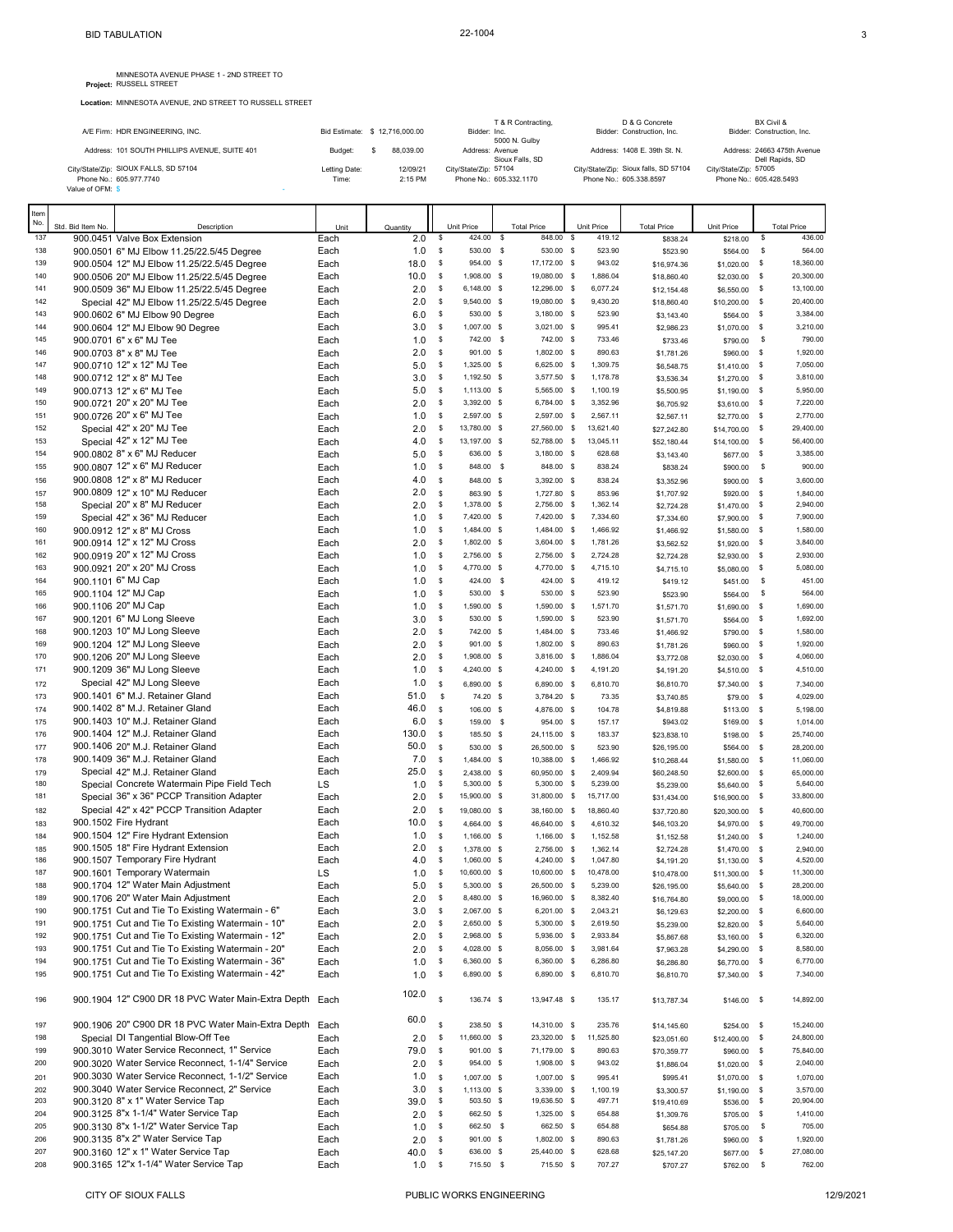BID TABULATION

22-1004

**Project:** MINNESOTA AVENUE PHASE 1 - 2ND STREET TO RUSSELL STREET

**Location:** MINNESOTA AVENUE, 2ND STREET TO RUSSELL STREET

| | | | | | | | | |
|---|---|---|---|---|---|---|---|---|
| A/E Firm: | HDR ENGINEERING, INC. | Bid Estimate: | $ 12,716,000.00 | Bidder: | T & R Contracting, Inc. | Bidder: | D & G Concrete Construction, Inc. | Bidder: BX Civil & Construction, Inc. |
| Address: | 101 SOUTH PHILLIPS AVENUE, SUITE 401 | Budget: | $ 88,039.00 | Address: | 5000 N. Gulby Avenue | Address: | 1408 E. 39th St. N. | Address: 24663 475th Avenue |
| City/State/Zip: | SIOUX FALLS, SD 57104 | Letting Date: | 12/09/21 | City/State/Zip: | Sioux Falls, SD 57104 | City/State/Zip: | Sioux falls, SD 57104 | City/State/Zip: Dell Rapids, SD 57005 |
| Phone No.: | 605.977.7740 | Time: | 2:15 PM | Phone No.: | 605.332.1170 | Phone No.: | 605.338.8597 | Phone No.: 605.428.5493 |
| Value of OFM: | $ - | | | | | | | |

| Item No. | Std. Bid Item No. | Description | Unit | Quantity | Unit Price | Total Price | Unit Price | Total Price | Unit Price | Total Price |
|---|---|---|---|---|---|---|---|---|---|---|
| 137 | 900.0451 | Valve Box Extension | Each | 2.0 | $ 424.00 | $ 848.00 | $ 419.12 | $838.24 | $218.00 | $ 436.00 |
| 138 | 900.0501 | 6" MJ Elbow 11.25/22.5/45 Degree | Each | 1.0 | $ 530.00 | $ 530.00 | $ 523.90 | $523.90 | $564.00 | $ 564.00 |
| 139 | 900.0504 | 12" MJ Elbow 11.25/22.5/45 Degree | Each | 18.0 | $ 954.00 | $ 17,172.00 | $ 943.02 | $16,974.36 | $1,020.00 | $ 18,360.00 |
| 140 | 900.0506 | 20" MJ Elbow 11.25/22.5/45 Degree | Each | 10.0 | $ 1,908.00 | $ 19,080.00 | $ 1,886.04 | $18,860.40 | $2,030.00 | $ 20,300.00 |
| 141 | 900.0509 | 36" MJ Elbow 11.25/22.5/45 Degree | Each | 2.0 | $ 6,148.00 | $ 12,296.00 | $ 6,077.24 | $12,154.48 | $6,550.00 | $ 13,100.00 |
| 142 | Special | 42" MJ Elbow 11.25/22.5/45 Degree | Each | 2.0 | $ 9,540.00 | $ 19,080.00 | $ 9,430.20 | $18,860.40 | $10,200.00 | $ 20,400.00 |
| 143 | 900.0602 | 6" MJ Elbow 90 Degree | Each | 6.0 | $ 530.00 | $ 3,180.00 | $ 523.90 | $3,143.40 | $564.00 | $ 3,384.00 |
| 144 | 900.0604 | 12" MJ Elbow 90 Degree | Each | 3.0 | $ 1,007.00 | $ 3,021.00 | $ 995.41 | $2,986.23 | $1,070.00 | $ 3,210.00 |
| 145 | 900.0701 | 6" x 6" MJ Tee | Each | 1.0 | $ 742.00 | $ 742.00 | $ 733.46 | $733.46 | $790.00 | $ 790.00 |
| 146 | 900.0703 | 8" x 8" MJ Tee | Each | 2.0 | $ 901.00 | $ 1,802.00 | $ 890.63 | $1,781.26 | $960.00 | $ 1,920.00 |
| 147 | 900.0710 | 12" x 12" MJ Tee | Each | 5.0 | $ 1,325.00 | $ 6,625.00 | $ 1,309.75 | $6,548.75 | $1,410.00 | $ 7,050.00 |
| 148 | 900.0712 | 12" x 8" MJ Tee | Each | 3.0 | $ 1,192.50 | $ 3,577.50 | $ 1,178.78 | $3,536.34 | $1,270.00 | $ 3,810.00 |
| 149 | 900.0713 | 12" x 6" MJ Tee | Each | 5.0 | $ 1,113.00 | $ 5,565.00 | $ 1,100.19 | $5,500.95 | $1,190.00 | $ 5,950.00 |
| 150 | 900.0721 | 20" x 20" MJ Tee | Each | 2.0 | $ 3,392.00 | $ 6,784.00 | $ 3,352.96 | $6,705.92 | $3,610.00 | $ 7,220.00 |
| 151 | 900.0726 | 20" x 6" MJ Tee | Each | 1.0 | $ 2,597.00 | $ 2,597.00 | $ 2,567.11 | $2,567.11 | $2,770.00 | $ 2,770.00 |
| 152 | Special | 42" x 20" MJ Tee | Each | 2.0 | $ 13,780.00 | $ 27,560.00 | $ 13,621.40 | $27,242.80 | $14,700.00 | $ 29,400.00 |
| 153 | Special | 42" x 12" MJ Tee | Each | 4.0 | $ 13,197.00 | $ 52,788.00 | $ 13,045.11 | $52,180.44 | $14,100.00 | $ 56,400.00 |
| 154 | 900.0802 | 8" x 6" MJ Reducer | Each | 5.0 | $ 636.00 | $ 3,180.00 | $ 628.68 | $3,143.40 | $677.00 | $ 3,385.00 |
| 155 | 900.0807 | 12" x 6" MJ Reducer | Each | 1.0 | $ 848.00 | $ 848.00 | $ 838.24 | $838.24 | $900.00 | $ 900.00 |
| 156 | 900.0808 | 12" x 8" MJ Reducer | Each | 4.0 | $ 848.00 | $ 3,392.00 | $ 838.24 | $3,352.96 | $900.00 | $ 3,600.00 |
| 157 | 900.0809 | 12" x 10" MJ Reducer | Each | 2.0 | $ 863.90 | $ 1,727.80 | $ 853.96 | $1,707.92 | $920.00 | $ 1,840.00 |
| 158 | Special | 20" x 8" MJ Reducer | Each | 2.0 | $ 1,378.00 | $ 2,756.00 | $ 1,362.14 | $2,724.28 | $1,470.00 | $ 2,940.00 |
| 159 | Special | 42" x 36" MJ Reducer | Each | 1.0 | $ 7,420.00 | $ 7,420.00 | $ 7,334.60 | $7,334.60 | $7,900.00 | $ 7,900.00 |
| 160 | 900.0912 | 12" x 8" MJ Cross | Each | 1.0 | $ 1,484.00 | $ 1,484.00 | $ 1,466.92 | $1,466.92 | $1,580.00 | $ 1,580.00 |
| 161 | 900.0914 | 12" x 12" MJ Cross | Each | 2.0 | $ 1,802.00 | $ 3,604.00 | $ 1,781.26 | $3,562.52 | $1,920.00 | $ 3,840.00 |
| 162 | 900.0919 | 20" x 12" MJ Cross | Each | 1.0 | $ 2,756.00 | $ 2,756.00 | $ 2,724.28 | $2,724.28 | $2,930.00 | $ 2,930.00 |
| 163 | 900.0921 | 20" x 20" MJ Cross | Each | 1.0 | $ 4,770.00 | $ 4,770.00 | $ 4,715.10 | $4,715.10 | $5,080.00 | $ 5,080.00 |
| 164 | 900.1101 | 6" MJ Cap | Each | 1.0 | $ 424.00 | $ 424.00 | $ 419.12 | $419.12 | $451.00 | $ 451.00 |
| 165 | 900.1104 | 12" MJ Cap | Each | 1.0 | $ 530.00 | $ 530.00 | $ 523.90 | $523.90 | $564.00 | $ 564.00 |
| 166 | 900.1106 | 20" MJ Cap | Each | 1.0 | $ 1,590.00 | $ 1,590.00 | $ 1,571.70 | $1,571.70 | $1,690.00 | $ 1,690.00 |
| 167 | 900.1201 | 6" MJ Long Sleeve | Each | 3.0 | $ 530.00 | $ 1,590.00 | $ 523.90 | $1,571.70 | $564.00 | $ 1,692.00 |
| 168 | 900.1203 | 10" MJ Long Sleeve | Each | 2.0 | $ 742.00 | $ 1,484.00 | $ 733.46 | $1,466.92 | $790.00 | $ 1,580.00 |
| 169 | 900.1204 | 12" MJ Long Sleeve | Each | 2.0 | $ 901.00 | $ 1,802.00 | $ 890.63 | $1,781.26 | $960.00 | $ 1,920.00 |
| 170 | 900.1206 | 20" MJ Long Sleeve | Each | 2.0 | $ 1,908.00 | $ 3,816.00 | $ 1,886.04 | $3,772.08 | $2,030.00 | $ 4,060.00 |
| 171 | 900.1209 | 36" MJ Long Sleeve | Each | 1.0 | $ 4,240.00 | $ 4,240.00 | $ 4,191.20 | $4,191.20 | $4,510.00 | $ 4,510.00 |
| 172 | Special | 42" MJ Long Sleeve | Each | 1.0 | $ 6,890.00 | $ 6,890.00 | $ 6,810.70 | $6,810.70 | $7,340.00 | $ 7,340.00 |
| 173 | 900.1401 | 6" M.J. Retainer Gland | Each | 51.0 | $ 74.20 | $ 3,784.20 | $ 73.35 | $3,740.85 | $79.00 | $ 4,029.00 |
| 174 | 900.1402 | 8" M.J. Retainer Gland | Each | 46.0 | $ 106.00 | $ 4,876.00 | $ 104.78 | $4,819.88 | $113.00 | $ 5,198.00 |
| 175 | 900.1403 | 10" M.J. Retainer Gland | Each | 6.0 | $ 159.00 | $ 954.00 | $ 157.17 | $943.02 | $169.00 | $ 1,014.00 |
| 176 | 900.1404 | 12" M.J. Retainer Gland | Each | 130.0 | $ 185.50 | $ 24,115.00 | $ 183.37 | $23,838.10 | $198.00 | $ 25,740.00 |
| 177 | 900.1406 | 20" M.J. Retainer Gland | Each | 50.0 | $ 530.00 | $ 26,500.00 | $ 523.90 | $26,195.00 | $564.00 | $ 28,200.00 |
| 178 | 900.1409 | 36" M.J. Retainer Gland | Each | 7.0 | $ 1,484.00 | $ 10,388.00 | $ 1,466.92 | $10,268.44 | $1,580.00 | $ 11,060.00 |
| 179 | Special | 42" M.J. Retainer Gland | Each | 25.0 | $ 2,438.00 | $ 60,950.00 | $ 2,409.94 | $60,248.50 | $2,600.00 | $ 65,000.00 |
| 180 | Special | Concrete Watermain Pipe Field Tech | LS | 1.0 | $ 5,300.00 | $ 5,300.00 | $ 5,239.00 | $5,239.00 | $5,640.00 | $ 5,640.00 |
| 181 | Special | 36" x 36" PCCP Transition Adapter | Each | 2.0 | $ 15,900.00 | $ 31,800.00 | $ 15,717.00 | $31,434.00 | $16,900.00 | $ 33,800.00 |
| 182 | Special | 42" x 42" PCCP Transition Adapter | Each | 2.0 | $ 19,080.00 | $ 38,160.00 | $ 18,860.40 | $37,720.80 | $20,300.00 | $ 40,600.00 |
| 183 | 900.1502 | Fire Hydrant | Each | 10.0 | $ 4,664.00 | $ 46,640.00 | $ 4,610.32 | $46,103.20 | $4,970.00 | $ 49,700.00 |
| 184 | 900.1504 | 12" Fire Hydrant Extension | Each | 1.0 | $ 1,166.00 | $ 1,166.00 | $ 1,152.58 | $1,152.58 | $1,240.00 | $ 1,240.00 |
| 185 | 900.1505 | 18" Fire Hydrant Extension | Each | 2.0 | $ 1,378.00 | $ 2,756.00 | $ 1,362.14 | $2,724.28 | $1,470.00 | $ 2,940.00 |
| 186 | 900.1507 | Temporary Fire Hydrant | Each | 4.0 | $ 1,060.00 | $ 4,240.00 | $ 1,047.80 | $4,191.20 | $1,130.00 | $ 4,520.00 |
| 187 | 900.1601 | Temporary Watermain | LS | 1.0 | $ 10,600.00 | $ 10,600.00 | $ 10,478.00 | $10,478.00 | $11,300.00 | $ 11,300.00 |
| 188 | 900.1704 | 12" Water Main Adjustment | Each | 5.0 | $ 5,300.00 | $ 26,500.00 | $ 5,239.00 | $26,195.00 | $5,640.00 | $ 28,200.00 |
| 189 | 900.1706 | 20" Water Main Adjustment | Each | 2.0 | $ 8,480.00 | $ 16,960.00 | $ 8,382.40 | $16,764.80 | $9,000.00 | $ 18,000.00 |
| 190 | 900.1751 | Cut and Tie To Existing Watermain - 6" | Each | 3.0 | $ 2,067.00 | $ 6,201.00 | $ 2,043.21 | $6,129.63 | $2,200.00 | $ 6,600.00 |
| 191 | 900.1751 | Cut and Tie To Existing Watermain - 10" | Each | 2.0 | $ 2,650.00 | $ 5,300.00 | $ 2,619.50 | $5,239.00 | $2,820.00 | $ 5,640.00 |
| 192 | 900.1751 | Cut and Tie To Existing Watermain - 12" | Each | 2.0 | $ 2,968.00 | $ 5,936.00 | $ 2,933.84 | $5,867.68 | $3,160.00 | $ 6,320.00 |
| 193 | 900.1751 | Cut and Tie To Existing Watermain - 20" | Each | 2.0 | $ 4,028.00 | $ 8,056.00 | $ 3,981.64 | $7,963.28 | $4,290.00 | $ 8,580.00 |
| 194 | 900.1751 | Cut and Tie To Existing Watermain - 36" | Each | 1.0 | $ 6,360.00 | $ 6,360.00 | $ 6,286.80 | $6,286.80 | $6,770.00 | $ 6,770.00 |
| 195 | 900.1751 | Cut and Tie To Existing Watermain - 42" | Each | 1.0 | $ 6,890.00 | $ 6,890.00 | $ 6,810.70 | $6,810.70 | $7,340.00 | $ 7,340.00 |
| 196 | 900.1904 | 12" C900 DR 18 PVC Water Main-Extra Depth | Each | 102.0 | $ 136.74 | $ 13,947.48 | $ 135.17 | $13,787.34 | $146.00 | $ 14,892.00 |
| 197 | 900.1906 | 20" C900 DR 18 PVC Water Main-Extra Depth | Each | 60.0 | $ 238.50 | $ 14,310.00 | $ 235.76 | $14,145.60 | $254.00 | $ 15,240.00 |
| 198 | Special | DI Tangential Blow-Off Tee | Each | 2.0 | $ 11,660.00 | $ 23,320.00 | $ 11,525.80 | $23,051.60 | $12,400.00 | $ 24,800.00 |
| 199 | 900.3010 | Water Service Reconnect, 1" Service | Each | 79.0 | $ 901.00 | $ 71,179.00 | $ 890.63 | $70,359.77 | $960.00 | $ 75,840.00 |
| 200 | 900.3020 | Water Service Reconnect, 1-1/4" Service | Each | 2.0 | $ 954.00 | $ 1,908.00 | $ 943.02 | $1,886.04 | $1,020.00 | $ 2,040.00 |
| 201 | 900.3030 | Water Service Reconnect, 1-1/2" Service | Each | 1.0 | $ 1,007.00 | $ 1,007.00 | $ 995.41 | $995.41 | $1,070.00 | $ 1,070.00 |
| 202 | 900.3040 | Water Service Reconnect, 2" Service | Each | 3.0 | $ 1,113.00 | $ 3,339.00 | $ 1,100.19 | $3,300.57 | $1,190.00 | $ 3,570.00 |
| 203 | 900.3120 | 8" x 1" Water Service Tap | Each | 39.0 | $ 503.50 | $ 19,636.50 | $ 497.71 | $19,410.69 | $536.00 | $ 20,904.00 |
| 204 | 900.3125 | 8"x 1-1/4" Water Service Tap | Each | 2.0 | $ 662.50 | $ 1,325.00 | $ 654.88 | $1,309.76 | $705.00 | $ 1,410.00 |
| 205 | 900.3130 | 8"x 1-1/2" Water Service Tap | Each | 1.0 | $ 662.50 | $ 662.50 | $ 654.88 | $654.88 | $705.00 | $ 705.00 |
| 206 | 900.3135 | 8"x 2" Water Service Tap | Each | 2.0 | $ 901.00 | $ 1,802.00 | $ 890.63 | $1,781.26 | $960.00 | $ 1,920.00 |
| 207 | 900.3160 | 12" x 1" Water Service Tap | Each | 40.0 | $ 636.00 | $ 25,440.00 | $ 628.68 | $25,147.20 | $677.00 | $ 27,080.00 |
| 208 | 900.3165 | 12"x 1-1/4" Water Service Tap | Each | 1.0 | $ 715.50 | $ 715.50 | $ 707.27 | $707.27 | $762.00 | $ 762.00 |

CITY OF SIOUX FALLS — PUBLIC WORKS ENGINEERING — 12/9/2021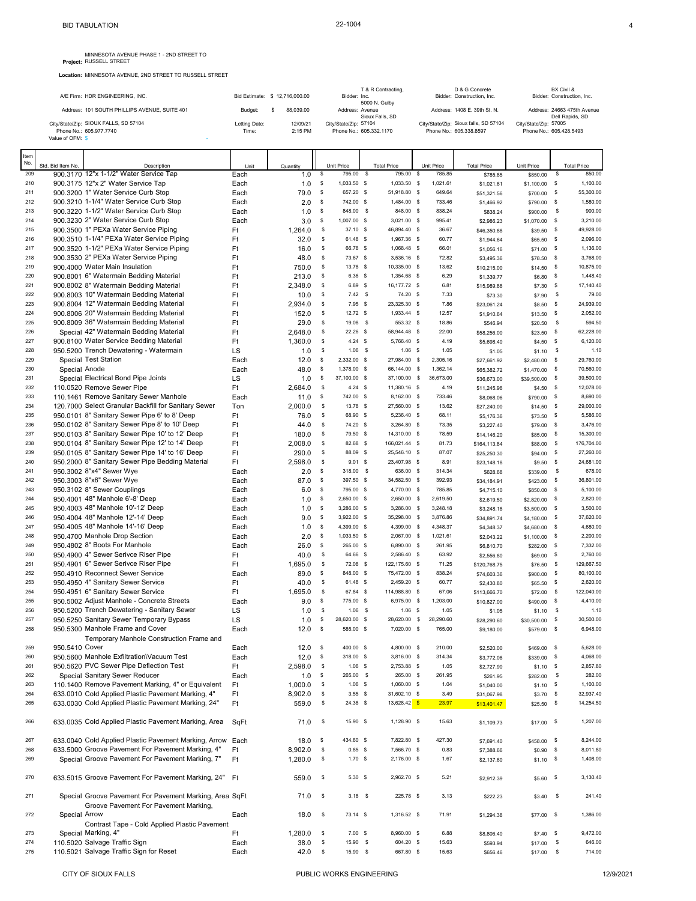# BID TABULATION

22-1004

**Project:** MINNESOTA AVENUE PHASE 1 - 2ND STREET TO RUSSELL STREET

**Location:** MINNESOTA AVENUE, 2ND STREET TO RUSSELL STREET

| | | | | | |
|---|---|---|---|---|---|
| A/E Firm: HDR ENGINEERING, INC. | Bid Estimate: $ 12,716,000.00 | Bidder: T & R Contracting, Inc. | Bidder: D & G Concrete Construction, Inc. | Bidder: BX Civil & Construction, Inc. |
| Address: 101 SOUTH PHILLIPS AVENUE, SUITE 401 | Budget: $ 88,039.00 | Address: 5000 N. Gulby Avenue | Address: 1408 E. 39th St. N. | Address: 24663 475th Avenue |
| City/State/Zip: SIOUX FALLS, SD 57104 | Letting Date: 12/09/21 | City/State/Zip: Sioux Falls, SD 57104 | City/State/Zip: Sioux falls, SD 57104 | City/State/Zip: Dell Rapids, SD 57005 |
| Phone No.: 605.977.7740 | Time: 2:15 PM | Phone No.: 605.332.1170 | Phone No.: 605.338.8597 | Phone No.: 605.428.5493 |
| Value of OFM: $ - | | | | |

| Item No. | Std. Bid Item No. | Description | Unit | Quantity | Unit Price | Total Price | Unit Price | Total Price | Unit Price | Total Price |
|---|---|---|---|---|---|---|---|---|---|---|
| 209 | 900.3170 | 12"x 1-1/2" Water Service Tap | Each | 1.0 | $ 795.00 | $ 795.00 | $ 785.85 | $785.85 | $850.00 | $ 850.00 |
| 210 | 900.3175 | 12"x 2" Water Service Tap | Each | 1.0 | $ 1,033.50 | $ 1,033.50 | $ 1,021.61 | $1,021.61 | $1,100.00 | $ 1,100.00 |
| 211 | 900.3200 | 1" Water Service Curb Stop | Each | 79.0 | $ 657.20 | $ 51,918.80 | $ 649.64 | $51,321.56 | $700.00 | $ 55,300.00 |
| 212 | 900.3210 | 1-1/4" Water Service Curb Stop | Each | 2.0 | $ 742.00 | $ 1,484.00 | $ 733.46 | $1,466.92 | $790.00 | $ 1,580.00 |
| 213 | 900.3220 | 1-1/2" Water Service Curb Stop | Each | 1.0 | $ 848.00 | $ 848.00 | $ 838.24 | $838.24 | $900.00 | $ 900.00 |
| 214 | 900.3230 | 2" Water Service Curb Stop | Each | 3.0 | $ 1,007.00 | $ 3,021.00 | $ 995.41 | $2,986.23 | $1,070.00 | $ 3,210.00 |
| 215 | 900.3500 | 1" PEXa Water Service Piping | Ft | 1,264.0 | $ 37.10 | $ 46,894.40 | $ 36.67 | $46,350.88 | $39.50 | $ 49,928.00 |
| 216 | 900.3510 | 1-1/4" PEXa Water Service Piping | Ft | 32.0 | $ 61.48 | $ 1,967.36 | $ 60.77 | $1,944.64 | $65.50 | $ 2,096.00 |
| 217 | 900.3520 | 1-1/2" PEXa Water Service Piping | Ft | 16.0 | $ 66.78 | $ 1,068.48 | $ 66.01 | $1,056.16 | $71.00 | $ 1,136.00 |
| 218 | 900.3530 | 2" PEXa Water Service Piping | Ft | 48.0 | $ 73.67 | $ 3,536.16 | $ 72.82 | $3,495.36 | $78.50 | $ 3,768.00 |
| 219 | 900.4000 | Water Main Insulation | Ft | 750.0 | $ 13.78 | $ 10,335.00 | $ 13.62 | $10,215.00 | $14.50 | $ 10,875.00 |
| 220 | 900.8001 | 6" Watermain Bedding Material | Ft | 213.0 | $ 6.36 | $ 1,354.68 | $ 6.29 | $1,339.77 | $6.80 | $ 1,448.40 |
| 221 | 900.8002 | 8" Watermain Bedding Material | Ft | 2,348.0 | $ 6.89 | $ 16,177.72 | $ 6.81 | $15,989.88 | $7.30 | $ 17,140.40 |
| 222 | 900.8003 | 10" Watermain Bedding Material | Ft | 10.0 | $ 7.42 | $ 74.20 | $ 7.33 | $73.30 | $7.90 | $ 79.00 |
| 223 | 900.8004 | 12" Watermain Bedding Material | Ft | 2,934.0 | $ 7.95 | $ 23,325.30 | $ 7.86 | $23,061.24 | $8.50 | $ 24,939.00 |
| 224 | 900.8006 | 20" Watermain Bedding Material | Ft | 152.0 | $ 12.72 | $ 1,933.44 | $ 12.57 | $1,910.64 | $13.50 | $ 2,052.00 |
| 225 | 900.8009 | 36" Watermain Bedding Material | Ft | 29.0 | $ 19.08 | $ 553.32 | $ 18.86 | $546.94 | $20.50 | $ 594.50 |
| 226 | Special | 42" Watermain Bedding Material | Ft | 2,648.0 | $ 22.26 | $ 58,944.48 | $ 22.00 | $58,256.00 | $23.50 | $ 62,228.00 |
| 227 | 900.8100 | Water Service Bedding Material | Ft | 1,360.0 | $ 4.24 | $ 5,766.40 | $ 4.19 | $5,698.40 | $4.50 | $ 6,120.00 |
| 228 | 950.5200 | Trench Dewatering - Watermain | LS | 1.0 | $ 1.06 | $ 1.06 | $ 1.05 | $1.05 | $1.10 | $ 1.10 |
| 229 | Special | Test Station | Each | 12.0 | $ 2,332.00 | $ 27,984.00 | $ 2,305.16 | $27,661.92 | $2,480.00 | $ 29,760.00 |
| 230 | Special | Anode | Each | 48.0 | $ 1,378.00 | $ 66,144.00 | $ 1,362.14 | $65,382.72 | $1,470.00 | $ 70,560.00 |
| 231 | Special | Electrical Bond Pipe Joints | LS | 1.0 | $ 37,100.00 | $ 37,100.00 | $ 36,673.00 | $36,673.00 | $39,500.00 | $ 39,500.00 |
| 232 | 110.0520 | Remove Sewer Pipe | Ft | 2,684.0 | $ 4.24 | $ 11,380.16 | $ 4.19 | $11,245.96 | $4.50 | $ 12,078.00 |
| 233 | 110.1461 | Remove Sanitary Sewer Manhole | Each | 11.0 | $ 742.00 | $ 8,162.00 | $ 733.46 | $8,068.06 | $790.00 | $ 8,690.00 |
| 234 | 120.7000 | Select Granular Backfill for Sanitary Sewer | Ton | 2,000.0 | $ 13.78 | $ 27,560.00 | $ 13.62 | $27,240.00 | $14.50 | $ 29,000.00 |
| 235 | 950.0101 | 8" Sanitary Sewer Pipe 6' to 8' Deep | Ft | 76.0 | $ 68.90 | $ 5,236.40 | $ 68.11 | $5,176.36 | $73.50 | $ 5,586.00 |
| 236 | 950.0102 | 8" Sanitary Sewer Pipe 8' to 10' Deep | Ft | 44.0 | $ 74.20 | $ 3,264.80 | $ 73.35 | $3,227.40 | $79.00 | $ 3,476.00 |
| 237 | 950.0103 | 8" Sanitary Sewer Pipe 10' to 12' Deep | Ft | 180.0 | $ 79.50 | $ 14,310.00 | $ 78.59 | $14,146.20 | $85.00 | $ 15,300.00 |
| 238 | 950.0104 | 8" Sanitary Sewer Pipe 12' to 14' Deep | Ft | 2,008.0 | $ 82.68 | $ 166,021.44 | $ 81.73 | $164,113.84 | $88.00 | $ 176,704.00 |
| 239 | 950.0105 | 8" Sanitary Sewer Pipe 14' to 16' Deep | Ft | 290.0 | $ 88.09 | $ 25,546.10 | $ 87.07 | $25,250.30 | $94.00 | $ 27,260.00 |
| 240 | 950.2000 | 8" Sanitary Sewer Pipe Bedding Material | Ft | 2,598.0 | $ 9.01 | $ 23,407.98 | $ 8.91 | $23,148.18 | $9.50 | $ 24,681.00 |
| 241 | 950.3002 | 8"x4" Sewer Wye | Each | 2.0 | $ 318.00 | $ 636.00 | $ 314.34 | $628.68 | $339.00 | $ 678.00 |
| 242 | 950.3003 | 8"x6" Sewer Wye | Each | 87.0 | $ 397.50 | $ 34,582.50 | $ 392.93 | $34,184.91 | $423.00 | $ 36,801.00 |
| 243 | 950.3102 | 8" Sewer Couplings | Each | 6.0 | $ 795.00 | $ 4,770.00 | $ 785.85 | $4,715.10 | $850.00 | $ 5,100.00 |
| 244 | 950.4001 | 48" Manhole 6'-8' Deep | Each | 1.0 | $ 2,650.00 | $ 2,650.00 | $ 2,619.50 | $2,619.50 | $2,820.00 | $ 2,820.00 |
| 245 | 950.4003 | 48" Manhole 10'-12' Deep | Each | 1.0 | $ 3,286.00 | $ 3,286.00 | $ 3,248.18 | $3,248.18 | $3,500.00 | $ 3,500.00 |
| 246 | 950.4004 | 48" Manhole 12'-14' Deep | Each | 9.0 | $ 3,922.00 | $ 35,298.00 | $ 3,876.86 | $34,891.74 | $4,180.00 | $ 37,620.00 |
| 247 | 950.4005 | 48" Manhole 14'-16' Deep | Each | 1.0 | $ 4,399.00 | $ 4,399.00 | $ 4,348.37 | $4,348.37 | $4,680.00 | $ 4,680.00 |
| 248 | 950.4700 | Manhole Drop Section | Each | 2.0 | $ 1,033.50 | $ 2,067.00 | $ 1,021.61 | $2,043.22 | $1,100.00 | $ 2,200.00 |
| 249 | 950.4802 | 8" Boots For Manhole | Each | 26.0 | $ 265.00 | $ 6,890.00 | $ 261.95 | $6,810.70 | $282.00 | $ 7,332.00 |
| 250 | 950.4900 | 4" Sewer Serivce Riser Pipe | Ft | 40.0 | $ 64.66 | $ 2,586.40 | $ 63.92 | $2,556.80 | $69.00 | $ 2,760.00 |
| 251 | 950.4901 | 6" Sewer Serivce Riser Pipe | Ft | 1,695.0 | $ 72.08 | $ 122,175.60 | $ 71.25 | $120,768.75 | $76.50 | $ 129,667.50 |
| 252 | 950.4910 | Reconnect Sewer Service | Each | 89.0 | $ 848.00 | $ 75,472.00 | $ 838.24 | $74,603.36 | $900.00 | $ 80,100.00 |
| 253 | 950.4950 | 4" Sanitary Sewer Service | Ft | 40.0 | $ 61.48 | $ 2,459.20 | $ 60.77 | $2,430.80 | $65.50 | $ 2,620.00 |
| 254 | 950.4951 | 6" Sanitary Sewer Service | Ft | 1,695.0 | $ 67.84 | $ 114,988.80 | $ 67.06 | $113,666.70 | $72.00 | $ 122,040.00 |
| 255 | 950.5002 | Adjust Manhole - Concrete Streets | Each | 9.0 | $ 775.00 | $ 6,975.00 | $ 1,203.00 | $10,827.00 | $490.00 | $ 4,410.00 |
| 256 | 950.5200 | Trench Dewatering - Sanitary Sewer | LS | 1.0 | $ 1.06 | $ 1.06 | $ 1.05 | $1.05 | $1.10 | $ 1.10 |
| 257 | 950.5250 | Sanitary Sewer Temporary Bypass | LS | 1.0 | $ 28,620.00 | $ 28,620.00 | $ 28,290.60 | $28,290.60 | $30,500.00 | $ 30,500.00 |
| 258 | 950.5300 | Manhole Frame and Cover | Each | 12.0 | $ 585.00 | $ 7,020.00 | $ 765.00 | $9,180.00 | $579.00 | $ 6,948.00 |
| 259 | 950.5410 | Temporary Manhole Construction Frame and Cover | Each | 12.0 | $ 400.00 | $ 4,800.00 | $ 210.00 | $2,520.00 | $469.00 | $ 5,628.00 |
| 260 | 950.5600 | Manhole Exfiltration\Vacuum Test | Each | 12.0 | $ 318.00 | $ 3,816.00 | $ 314.34 | $3,772.08 | $339.00 | $ 4,068.00 |
| 261 | 950.5620 | PVC Sewer Pipe Deflection Test | Ft | 2,598.0 | $ 1.06 | $ 2,753.88 | $ 1.05 | $2,727.90 | $1.10 | $ 2,857.80 |
| 262 | Special | Sanitary Sewer Reducer | Each | 1.0 | $ 265.00 | $ 265.00 | $ 261.95 | $261.95 | $282.00 | $ 282.00 |
| 263 | 110.1400 | Remove Pavement Marking, 4" or Equivalent | Ft | 1,000.0 | $ 1.06 | $ 1,060.00 | $ 1.04 | $1,040.00 | $1.10 | $ 1,100.00 |
| 264 | 633.0010 | Cold Applied Plastic Pavement Marking, 4" | Ft | 8,902.0 | $ 3.55 | $ 31,602.10 | $ 3.49 | $31,067.98 | $3.70 | $ 32,937.40 |
| 265 | 633.0030 | Cold Applied Plastic Pavement Marking, 24" | Ft | 559.0 | $ 24.38 | $ 13,628.42 | $ 23.97 | $13,401.47 | $25.50 | $ 14,254.50 |
| 266 | 633.0035 | Cold Applied Plastic Pavement Marking, Area | SqFt | 71.0 | $ 15.90 | $ 1,128.90 | $ 15.63 | $1,109.73 | $17.00 | $ 1,207.00 |
| 267 | 633.0040 | Cold Applied Plastic Pavement Marking, Arrow | Each | 18.0 | $ 434.60 | $ 7,822.80 | $ 427.30 | $7,691.40 | $458.00 | $ 8,244.00 |
| 268 | 633.5000 | Groove Pavement For Pavement Marking, 4" | Ft | 8,902.0 | $ 0.85 | $ 7,566.70 | $ 0.83 | $7,388.66 | $0.90 | $ 8,011.80 |
| 269 | Special | Groove Pavement For Pavement Marking, 7" | Ft | 1,280.0 | $ 1.70 | $ 2,176.00 | $ 1.67 | $2,137.60 | $1.10 | $ 1,408.00 |
| 270 | 633.5015 | Groove Pavement For Pavement Marking, 24" | Ft | 559.0 | $ 5.30 | $ 2,962.70 | $ 5.21 | $2,912.39 | $5.60 | $ 3,130.40 |
| 271 | Special | Groove Pavement For Pavement Marking, Area | SqFt | 71.0 | $ 3.18 | $ 225.78 | $ 3.13 | $222.23 | $3.40 | $ 241.40 |
| 272 | Special | Groove Pavement For Pavement Marking, Arrow | Each | 18.0 | $ 73.14 | $ 1,316.52 | $ 71.91 | $1,294.38 | $77.00 | $ 1,386.00 |
| 273 | Special | Contrast Tape - Cold Applied Plastic Pavement Marking, 4" | Ft | 1,280.0 | $ 7.00 | $ 8,960.00 | $ 6.88 | $8,806.40 | $7.40 | $ 9,472.00 |
| 274 | 110.5020 | Salvage Traffic Sign | Each | 38.0 | $ 15.90 | $ 604.20 | $ 15.63 | $593.94 | $17.00 | $ 646.00 |
| 275 | 110.5021 | Salvage Traffic Sign for Reset | Each | 42.0 | $ 15.90 | $ 667.80 | $ 15.63 | $656.46 | $17.00 | $ 714.00 |

CITY OF SIOUX FALLS — PUBLIC WORKS ENGINEERING — 12/9/2021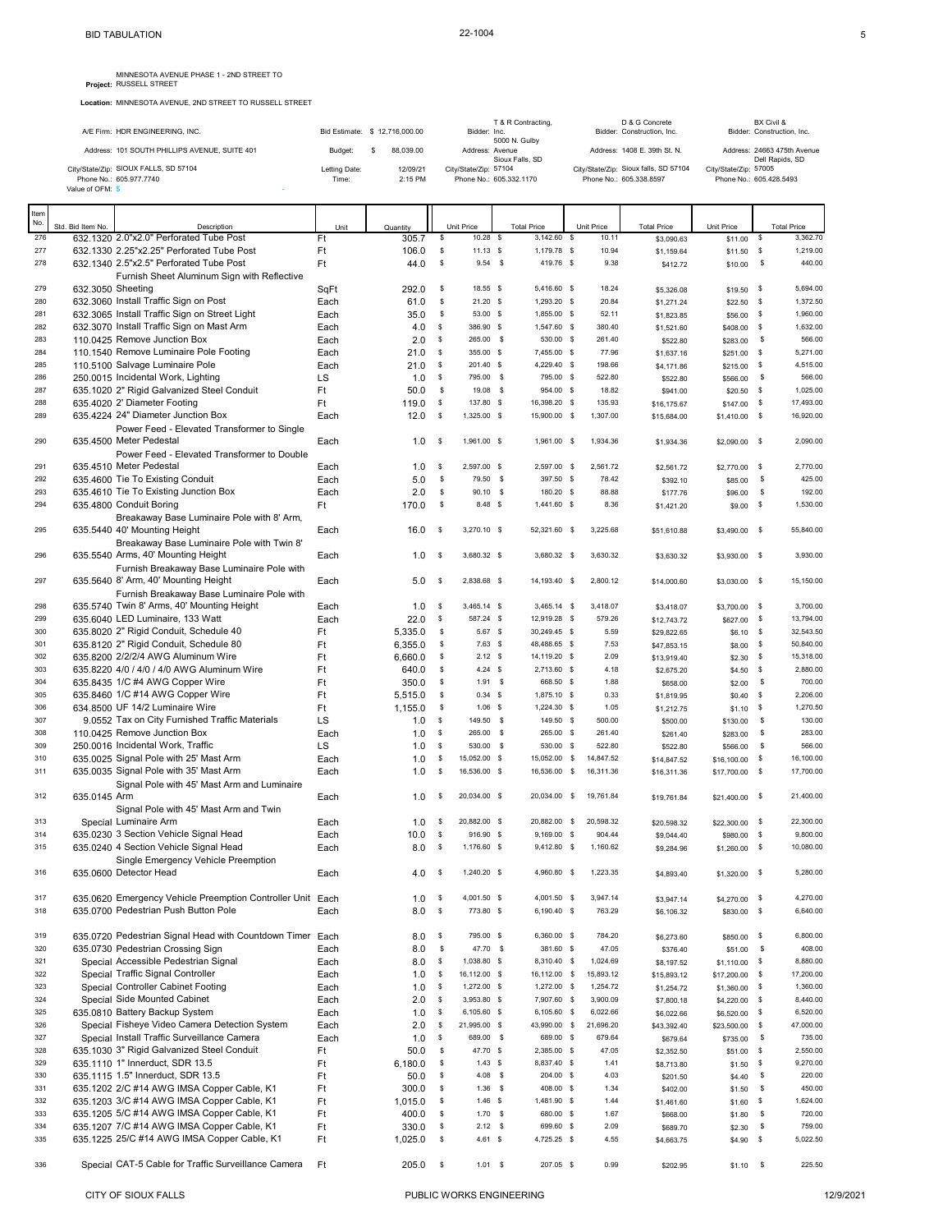# BID TABULATION

22-1004

**Project:** MINNESOTA AVENUE PHASE 1 - 2ND STREET TO RUSSELL STREET

**Location:** MINNESOTA AVENUE, 2ND STREET TO RUSSELL STREET

| | | | | |
|---|---|---|---|---|
| A/E Firm: HDR ENGINEERING, INC. | Bid Estimate: $ 12,716,000.00 | Bidder: T & R Contracting, Inc. | Bidder: D & G Concrete Construction, Inc. | Bidder: BX Civil & Construction, Inc. |
| Address: 101 SOUTH PHILLIPS AVENUE, SUITE 401 | Budget: $ 88,039.00 | Address: 5000 N. Gulby Avenue | Address: 1408 E. 39th St. N. | Address: 24663 475th Avenue |
| City/State/Zip: SIOUX FALLS, SD 57104 | Letting Date: 12/09/21 | City/State/Zip: Sioux Falls, SD 57104 | City/State/Zip: Sioux falls, SD 57104 | City/State/Zip: Dell Rapids, SD 57005 |
| Phone No.: 605.977.7740 | Time: 2:15 PM | Phone No.: 605.332.1170 | Phone No.: 605.338.8597 | Phone No.: 605.428.5493 |
| Value of OFM: $ - | | | | |

| Item No. | Std. Bid Item No. | Description | Unit | Quantity | Unit Price | Total Price | Unit Price | Total Price | Unit Price | Total Price |
|---|---|---|---|---|---|---|---|---|---|---|
| 276 | 632.1320 | 2.0"x2.0" Perforated Tube Post | Ft | 305.7 | $ 10.28 | $ 3,142.60 | $ 10.11 | $3,090.63 | $11.00 | $ 3,362.70 |
| 277 | 632.1330 | 2.25"x2.25" Perforated Tube Post | Ft | 106.0 | $ 11.13 | $ 1,179.78 | $ 10.94 | $1,159.64 | $11.50 | $ 1,219.00 |
| 278 | 632.1340 | 2.5"x2.5" Perforated Tube Post | Ft | 44.0 | $ 9.54 | $ 419.76 | $ 9.38 | $412.72 | $10.00 | $ 440.00 |
| 279 | 632.3050 | Furnish Sheet Aluminum Sign with Reflective Sheeting | SqFt | 292.0 | $ 18.55 | $ 5,416.60 | $ 18.24 | $5,326.08 | $19.50 | $ 5,694.00 |
| 280 | 632.3060 | Install Traffic Sign on Post | Each | 61.0 | $ 21.20 | $ 1,293.20 | $ 20.84 | $1,271.24 | $22.50 | $ 1,372.50 |
| 281 | 632.3065 | Install Traffic Sign on Street Light | Each | 35.0 | $ 53.00 | $ 1,855.00 | $ 52.11 | $1,823.85 | $56.00 | $ 1,960.00 |
| 282 | 632.3070 | Install Traffic Sign on Mast Arm | Each | 4.0 | $ 386.90 | $ 1,547.60 | $ 380.40 | $1,521.60 | $408.00 | $ 1,632.00 |
| 283 | 110.0425 | Remove Junction Box | Each | 2.0 | $ 265.00 | $ 530.00 | $ 261.40 | $522.80 | $283.00 | $ 566.00 |
| 284 | 110.1540 | Remove Luminaire Pole Footing | Each | 21.0 | $ 355.00 | $ 7,455.00 | $ 77.96 | $1,637.16 | $251.00 | $ 5,271.00 |
| 285 | 110.5100 | Salvage Luminaire Pole | Each | 21.0 | $ 201.40 | $ 4,229.40 | $ 198.66 | $4,171.86 | $215.00 | $ 4,515.00 |
| 286 | 250.0015 | Incidental Work, Lighting | LS | 1.0 | $ 795.00 | $ 795.00 | $ 522.80 | $522.80 | $566.00 | $ 566.00 |
| 287 | 635.1020 | 2" Rigid Galvanized Steel Conduit | Ft | 50.0 | $ 19.08 | $ 954.00 | $ 18.82 | $941.00 | $20.50 | $ 1,025.00 |
| 288 | 635.4020 | 2' Diameter Footing | Ft | 119.0 | $ 137.80 | $ 16,398.20 | $ 135.93 | $16,175.67 | $147.00 | $ 17,493.00 |
| 289 | 635.4224 | 24" Diameter Junction Box | Each | 12.0 | $ 1,325.00 | $ 15,900.00 | $ 1,307.00 | $15,684.00 | $1,410.00 | $ 16,920.00 |
| 290 | 635.4500 | Power Feed - Elevated Transformer to Single Meter Pedestal | Each | 1.0 | $ 1,961.00 | $ 1,961.00 | $ 1,934.36 | $1,934.36 | $2,090.00 | $ 2,090.00 |
| 291 | 635.4510 | Power Feed - Elevated Transformer to Double Meter Pedestal | Each | 1.0 | $ 2,597.00 | $ 2,597.00 | $ 2,561.72 | $2,561.72 | $2,770.00 | $ 2,770.00 |
| 292 | 635.4600 | Tie To Existing Conduit | Each | 5.0 | $ 79.50 | $ 397.50 | $ 78.42 | $392.10 | $85.00 | $ 425.00 |
| 293 | 635.4610 | Tie To Existing Junction Box | Each | 2.0 | $ 90.10 | $ 180.20 | $ 88.88 | $177.76 | $96.00 | $ 192.00 |
| 294 | 635.4800 | Conduit Boring | Ft | 170.0 | $ 8.48 | $ 1,441.60 | $ 8.36 | $1,421.20 | $9.00 | $ 1,530.00 |
| 295 | 635.5440 | Breakaway Base Luminaire Pole with 8' Arm, 40' Mounting Height | Each | 16.0 | $ 3,270.10 | $ 52,321.60 | $ 3,225.68 | $51,610.88 | $3,490.00 | $ 55,840.00 |
| 296 | 635.5540 | Breakaway Base Luminaire Pole with Twin 8' Arms, 40' Mounting Height | Each | 1.0 | $ 3,680.32 | $ 3,680.32 | $ 3,630.32 | $3,630.32 | $3,930.00 | $ 3,930.00 |
| 297 | 635.5640 | Furnish Breakaway Base Luminaire Pole with 8' Arm, 40' Mounting Height | Each | 5.0 | $ 2,838.68 | $ 14,193.40 | $ 2,800.12 | $14,000.60 | $3,030.00 | $ 15,150.00 |
| 298 | 635.5740 | Furnish Breakaway Base Luminaire Pole with Twin 8' Arms, 40' Mounting Height | Each | 1.0 | $ 3,465.14 | $ 3,465.14 | $ 3,418.07 | $3,418.07 | $3,700.00 | $ 3,700.00 |
| 299 | 635.6040 | LED Luminaire, 133 Watt | Each | 22.0 | $ 587.24 | $ 12,919.28 | $ 579.26 | $12,743.72 | $627.00 | $ 13,794.00 |
| 300 | 635.8020 | 2" Rigid Conduit, Schedule 40 | Ft | 5,335.0 | $ 5.67 | $ 30,249.45 | $ 5.59 | $29,822.65 | $6.10 | $ 32,543.50 |
| 301 | 635.8120 | 2" Rigid Conduit, Schedule 80 | Ft | 6,355.0 | $ 7.63 | $ 48,488.65 | $ 7.53 | $47,853.15 | $8.00 | $ 50,840.00 |
| 302 | 635.8200 | 2/2/2/4 AWG Aluminum Wire | Ft | 6,660.0 | $ 2.12 | $ 14,119.20 | $ 2.09 | $13,919.40 | $2.30 | $ 15,318.00 |
| 303 | 635.8220 | 4/0 / 4/0 / 4/0 AWG Aluminum Wire | Ft | 640.0 | $ 4.24 | $ 2,713.60 | $ 4.18 | $2,675.20 | $4.50 | $ 2,880.00 |
| 304 | 635.8435 | 1/C #4 AWG Copper Wire | Ft | 350.0 | $ 1.91 | $ 668.50 | $ 1.88 | $658.00 | $2.00 | $ 700.00 |
| 305 | 635.8460 | 1/C #14 AWG Copper Wire | Ft | 5,515.0 | $ 0.34 | $ 1,875.10 | $ 0.33 | $1,819.95 | $0.40 | $ 2,206.00 |
| 306 | 634.8500 | UF 14/2 Luminaire Wire | Ft | 1,155.0 | $ 1.06 | $ 1,224.30 | $ 1.05 | $1,212.75 | $1.10 | $ 1,270.50 |
| 307 | 9.0552 | Tax on City Furnished Traffic Materials | LS | 1.0 | $ 149.50 | $ 149.50 | $ 500.00 | $500.00 | $130.00 | $ 130.00 |
| 308 | 110.0425 | Remove Junction Box | Each | 1.0 | $ 265.00 | $ 265.00 | $ 261.40 | $261.40 | $283.00 | $ 283.00 |
| 309 | 250.0016 | Incidental Work, Traffic | LS | 1.0 | $ 530.00 | $ 530.00 | $ 522.80 | $522.80 | $566.00 | $ 566.00 |
| 310 | 635.0025 | Signal Pole with 25' Mast Arm | Each | 1.0 | $ 15,052.00 | $ 15,052.00 | $ 14,847.52 | $14,847.52 | $16,100.00 | $ 16,100.00 |
| 311 | 635.0035 | Signal Pole with 35' Mast Arm | Each | 1.0 | $ 16,536.00 | $ 16,536.00 | $ 16,311.36 | $16,311.36 | $17,700.00 | $ 17,700.00 |
| 312 | 635.0145 | Signal Pole with 45' Mast Arm and Luminaire Arm | Each | 1.0 | $ 20,034.00 | $ 20,034.00 | $ 19,761.84 | $19,761.84 | $21,400.00 | $ 21,400.00 |
| 313 | Special | Signal Pole with 45' Mast Arm and Twin Luminaire Arm | Each | 1.0 | $ 20,882.00 | $ 20,882.00 | $ 20,598.32 | $20,598.32 | $22,300.00 | $ 22,300.00 |
| 314 | 635.0230 | 3 Section Vehicle Signal Head | Each | 10.0 | $ 916.90 | $ 9,169.00 | $ 904.44 | $9,044.40 | $980.00 | $ 9,800.00 |
| 315 | 635.0240 | 4 Section Vehicle Signal Head | Each | 8.0 | $ 1,176.60 | $ 9,412.80 | $ 1,160.62 | $9,284.96 | $1,260.00 | $ 10,080.00 |
| 316 | 635.0600 | Single Emergency Vehicle Preemption Detector Head | Each | 4.0 | $ 1,240.20 | $ 4,960.80 | $ 1,223.35 | $4,893.40 | $1,320.00 | $ 5,280.00 |
| 317 | 635.0620 | Emergency Vehicle Preemption Controller Unit | Each | 1.0 | $ 4,001.50 | $ 4,001.50 | $ 3,947.14 | $3,947.14 | $4,270.00 | $ 4,270.00 |
| 318 | 635.0700 | Pedestrian Push Button Pole | Each | 8.0 | $ 773.80 | $ 6,190.40 | $ 763.29 | $6,106.32 | $830.00 | $ 6,640.00 |
| 319 | 635.0720 | Pedestrian Signal Head with Countdown Timer | Each | 8.0 | $ 795.00 | $ 6,360.00 | $ 784.20 | $6,273.60 | $850.00 | $ 6,800.00 |
| 320 | 635.0730 | Pedestrian Crossing Sign | Each | 8.0 | $ 47.70 | $ 381.60 | $ 47.05 | $376.40 | $51.00 | $ 408.00 |
| 321 | Special | Accessible Pedestrian Signal | Each | 8.0 | $ 1,038.80 | $ 8,310.40 | $ 1,024.69 | $8,197.52 | $1,110.00 | $ 8,880.00 |
| 322 | Special | Traffic Signal Controller | Each | 1.0 | $ 16,112.00 | $ 16,112.00 | $ 15,893.12 | $15,893.12 | $17,200.00 | $ 17,200.00 |
| 323 | Special | Controller Cabinet Footing | Each | 1.0 | $ 1,272.00 | $ 1,272.00 | $ 1,254.72 | $1,254.72 | $1,360.00 | $ 1,360.00 |
| 324 | Special | Side Mounted Cabinet | Each | 2.0 | $ 3,953.80 | $ 7,907.60 | $ 3,900.09 | $7,800.18 | $4,220.00 | $ 8,440.00 |
| 325 | 635.0810 | Battery Backup System | Each | 1.0 | $ 6,105.60 | $ 6,105.60 | $ 6,022.66 | $6,022.66 | $6,520.00 | $ 6,520.00 |
| 326 | Special | Fisheye Video Camera Detection System | Each | 2.0 | $ 21,995.00 | $ 43,990.00 | $ 21,696.20 | $43,392.40 | $23,500.00 | $ 47,000.00 |
| 327 | Special | Install Traffic Surveillance Camera | Each | 1.0 | $ 689.00 | $ 689.00 | $ 679.64 | $679.64 | $735.00 | $ 735.00 |
| 328 | 635.1030 | 3" Rigid Galvanized Steel Conduit | Ft | 50.0 | $ 47.70 | $ 2,385.00 | $ 47.05 | $2,352.50 | $51.00 | $ 2,550.00 |
| 329 | 635.1110 | 1" Innerduct, SDR 13.5 | Ft | 6,180.0 | $ 1.43 | $ 8,837.40 | $ 1.41 | $8,713.80 | $1.50 | $ 9,270.00 |
| 330 | 635.1115 | 1.5" Innerduct, SDR 13.5 | Ft | 50.0 | $ 4.08 | $ 204.00 | $ 4.03 | $201.50 | $4.40 | $ 220.00 |
| 331 | 635.1202 | 2/C #14 AWG IMSA Copper Cable, K1 | Ft | 300.0 | $ 1.36 | $ 408.00 | $ 1.34 | $402.00 | $1.50 | $ 450.00 |
| 332 | 635.1203 | 3/C #14 AWG IMSA Copper Cable, K1 | Ft | 1,015.0 | $ 1.46 | $ 1,481.90 | $ 1.44 | $1,461.60 | $1.60 | $ 1,624.00 |
| 333 | 635.1205 | 5/C #14 AWG IMSA Copper Cable, K1 | Ft | 400.0 | $ 1.70 | $ 680.00 | $ 1.67 | $668.00 | $1.80 | $ 720.00 |
| 334 | 635.1207 | 7/C #14 AWG IMSA Copper Cable, K1 | Ft | 330.0 | $ 2.12 | $ 699.60 | $ 2.09 | $689.70 | $2.30 | $ 759.00 |
| 335 | 635.1225 | 25/C #14 AWG IMSA Copper Cable, K1 | Ft | 1,025.0 | $ 4.61 | $ 4,725.25 | $ 4.55 | $4,663.75 | $4.90 | $ 5,022.50 |
| 336 | Special | CAT-5 Cable for Traffic Surveillance Camera | Ft | 205.0 | $ 1.01 | $ 207.05 | $ 0.99 | $202.95 | $1.10 | $ 225.50 |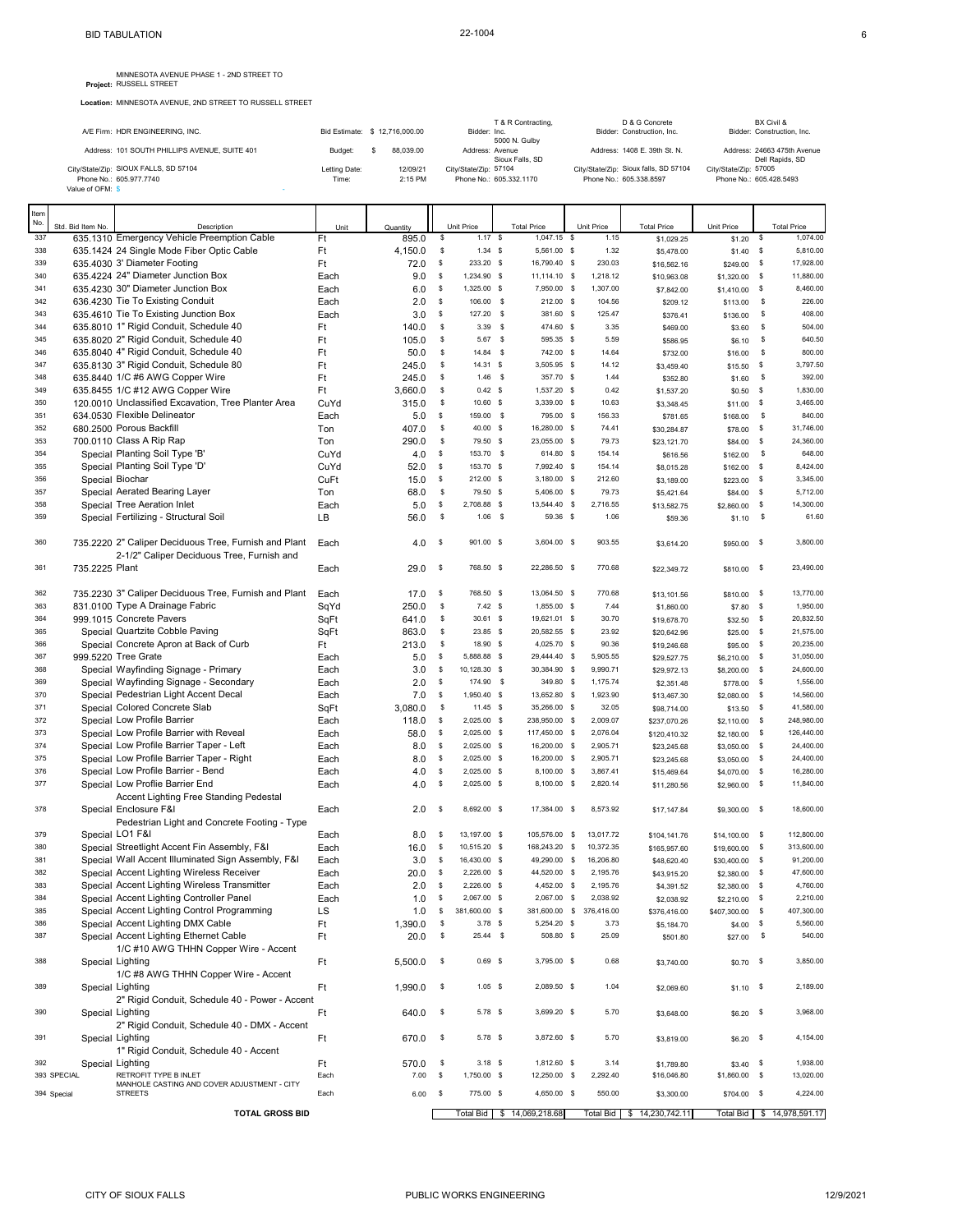BID TABULATION 22-1004

**Project:** MINNESOTA AVENUE PHASE 1 - 2ND STREET TO RUSSELL STREET

**Location:** MINNESOTA AVENUE, 2ND STREET TO RUSSELL STREET

| | | | | | |
|---|---|---|---|---|---|
| A/E Firm: HDR ENGINEERING, INC. | Bid Estimate: $ 12,716,000.00 | Bidder: T & R Contracting, Inc. | Bidder: D & G Concrete Construction, Inc. | Bidder: BX Civil & Construction, Inc. |
| Address: 101 SOUTH PHILLIPS AVENUE, SUITE 401 | Budget: $ 88,039.00 | Address: 5000 N. Gulby Avenue | Address: 1408 E. 39th St. N. | Address: 24663 475th Avenue |
| City/State/Zip: SIOUX FALLS, SD 57104 | Letting Date: 12/09/21 | City/State/Zip: Sioux Falls, SD 57104 | City/State/Zip: Sioux falls, SD 57104 | City/State/Zip: Dell Rapids, SD 57005 |
| Phone No.: 605.977.7740 | Time: 2:15 PM | Phone No.: 605.332.1170 | Phone No.: 605.338.8597 | Phone No.: 605.428.5493 |
| Value of OFM: $ - | | | | |

| Item No. | Std. Bid Item No. | Description | Unit | Quantity | Unit Price | Total Price | Unit Price | Total Price | Unit Price | Total Price |
|---|---|---|---|---|---|---|---|---|---|---|
| 337 | 635.1310 | Emergency Vehicle Preemption Cable | Ft | 895.0 | $ 1.17 | $ 1,047.15 | $ 1.15 | $1,029.25 | $1.20 | $ 1,074.00 |
| 338 | 635.1424 | 24 Single Mode Fiber Optic Cable | Ft | 4,150.0 | $ 1.34 | $ 5,561.00 | $ 1.32 | $5,478.00 | $1.40 | $ 5,810.00 |
| 339 | 635.4030 | 3' Diameter Footing | Ft | 72.0 | $ 233.20 | $ 16,790.40 | $ 230.03 | $16,562.16 | $249.00 | $ 17,928.00 |
| 340 | 635.4224 | 24" Diameter Junction Box | Each | 9.0 | $ 1,234.90 | $ 11,114.10 | $ 1,218.12 | $10,963.08 | $1,320.00 | $ 11,880.00 |
| 341 | 635.4230 | 30" Diameter Junction Box | Each | 6.0 | $ 1,325.00 | $ 7,950.00 | $ 1,307.00 | $7,842.00 | $1,410.00 | $ 8,460.00 |
| 342 | 636.4230 | Tie To Existing Conduit | Each | 2.0 | $ 106.00 | $ 212.00 | $ 104.56 | $209.12 | $113.00 | $ 226.00 |
| 343 | 635.4610 | Tie To Existing Junction Box | Each | 3.0 | $ 127.20 | $ 381.60 | $ 125.47 | $376.41 | $136.00 | $ 408.00 |
| 344 | 635.8010 | 1" Rigid Conduit, Schedule 40 | Ft | 140.0 | $ 3.39 | $ 474.60 | $ 3.35 | $469.00 | $3.60 | $ 504.00 |
| 345 | 635.8020 | 2" Rigid Conduit, Schedule 40 | Ft | 105.0 | $ 5.67 | $ 595.35 | $ 5.59 | $586.95 | $6.10 | $ 640.50 |
| 346 | 635.8040 | 4" Rigid Conduit, Schedule 40 | Ft | 50.0 | $ 14.84 | $ 742.00 | $ 14.64 | $732.00 | $16.00 | $ 800.00 |
| 347 | 635.8130 | 3" Rigid Conduit, Schedule 80 | Ft | 245.0 | $ 14.31 | $ 3,505.95 | $ 14.12 | $3,459.40 | $15.50 | $ 3,797.50 |
| 348 | 635.8440 | 1/C #6 AWG Copper Wire | Ft | 245.0 | $ 1.46 | $ 357.70 | $ 1.44 | $352.80 | $1.60 | $ 392.00 |
| 349 | 635.8455 | 1/C #12 AWG Copper Wire | Ft | 3,660.0 | $ 0.42 | $ 1,537.20 | $ 0.42 | $1,537.20 | $0.50 | $ 1,830.00 |
| 350 | 120.0010 | Unclassified Excavation, Tree Planter Area | CuYd | 315.0 | $ 10.60 | $ 3,339.00 | $ 10.63 | $3,348.45 | $11.00 | $ 3,465.00 |
| 351 | 634.0530 | Flexible Delineator | Each | 5.0 | $ 159.00 | $ 795.00 | $ 156.33 | $781.65 | $168.00 | $ 840.00 |
| 352 | 680.2500 | Porous Backfill | Ton | 407.0 | $ 40.00 | $ 16,280.00 | $ 74.41 | $30,284.87 | $78.00 | $ 31,746.00 |
| 353 | 700.0110 | Class A Rip Rap | Ton | 290.0 | $ 79.50 | $ 23,055.00 | $ 79.73 | $23,121.70 | $84.00 | $ 24,360.00 |
| 354 | Special | Planting Soil Type 'B' | CuYd | 4.0 | $ 153.70 | $ 614.80 | $ 154.14 | $616.56 | $162.00 | $ 648.00 |
| 355 | Special | Planting Soil Type 'D' | CuYd | 52.0 | $ 153.70 | $ 7,992.40 | $ 154.14 | $8,015.28 | $162.00 | $ 8,424.00 |
| 356 | Special | Biochar | CuFt | 15.0 | $ 212.00 | $ 3,180.00 | $ 212.60 | $3,189.00 | $223.00 | $ 3,345.00 |
| 357 | Special | Aerated Bearing Layer | Ton | 68.0 | $ 79.50 | $ 5,406.00 | $ 79.73 | $5,421.64 | $84.00 | $ 5,712.00 |
| 358 | Special | Tree Aeration Inlet | Each | 5.0 | $ 2,708.88 | $ 13,544.40 | $ 2,716.55 | $13,582.75 | $2,860.00 | $ 14,300.00 |
| 359 | Special | Fertilizing - Structural Soil | LB | 56.0 | $ 1.06 | $ 59.36 | $ 1.06 | $59.36 | $1.10 | $ 61.60 |
| 360 | 735.2220 | 2" Caliper Deciduous Tree, Furnish and Plant | Each | 4.0 | $ 901.00 | $ 3,604.00 | $ 903.55 | $3,614.20 | $950.00 | $ 3,800.00 |
| 361 | 735.2225 | 2-1/2" Caliper Deciduous Tree, Furnish and Plant | Each | 29.0 | $ 768.50 | $ 22,286.50 | $ 770.68 | $22,349.72 | $810.00 | $ 23,490.00 |
| 362 | 735.2230 | 3" Caliper Deciduous Tree, Furnish and Plant | Each | 17.0 | $ 768.50 | $ 13,064.50 | $ 770.68 | $13,101.56 | $810.00 | $ 13,770.00 |
| 363 | 831.0100 | Type A Drainage Fabric | SqYd | 250.0 | $ 7.42 | $ 1,855.00 | $ 7.44 | $1,860.00 | $7.80 | $ 1,950.00 |
| 364 | 999.1015 | Concrete Pavers | SqFt | 641.0 | $ 30.61 | $ 19,621.01 | $ 30.70 | $19,678.70 | $32.50 | $ 20,832.50 |
| 365 | Special | Quartzite Cobble Paving | SqFt | 863.0 | $ 23.85 | $ 20,582.55 | $ 23.92 | $20,642.96 | $25.00 | $ 21,575.00 |
| 366 | Special | Concrete Apron at Back of Curb | Ft | 213.0 | $ 18.90 | $ 4,025.70 | $ 90.36 | $19,246.68 | $95.00 | $ 20,235.00 |
| 367 | 999.5220 | Tree Grate | Each | 5.0 | $ 5,888.88 | $ 29,444.40 | $ 5,905.55 | $29,527.75 | $6,210.00 | $ 31,050.00 |
| 368 | Special | Wayfinding Signage - Primary | Each | 3.0 | $ 10,128.30 | $ 30,384.90 | $ 9,990.71 | $29,972.13 | $8,200.00 | $ 24,600.00 |
| 369 | Special | Wayfinding Signage - Secondary | Each | 2.0 | $ 174.90 | $ 349.80 | $ 1,175.74 | $2,351.48 | $778.00 | $ 1,556.00 |
| 370 | Special | Pedestrian Light Accent Decal | Each | 7.0 | $ 1,950.40 | $ 13,652.80 | $ 1,923.90 | $13,467.30 | $2,080.00 | $ 14,560.00 |
| 371 | Special | Colored Concrete Slab | SqFt | 3,080.0 | $ 11.45 | $ 35,266.00 | $ 32.05 | $98,714.00 | $13.50 | $ 41,580.00 |
| 372 | Special | Low Profile Barrier | Each | 118.0 | $ 2,025.00 | $ 238,950.00 | $ 2,009.07 | $237,070.26 | $2,110.00 | $ 248,980.00 |
| 373 | Special | Low Profile Barrier with Reveal | Each | 58.0 | $ 2,025.00 | $ 117,450.00 | $ 2,076.04 | $120,410.32 | $2,180.00 | $ 126,440.00 |
| 374 | Special | Low Profile Barrier Taper - Left | Each | 8.0 | $ 2,025.00 | $ 16,200.00 | $ 2,905.71 | $23,245.68 | $3,050.00 | $ 24,400.00 |
| 375 | Special | Low Profile Barrier Taper - Right | Each | 8.0 | $ 2,025.00 | $ 16,200.00 | $ 2,905.71 | $23,245.68 | $3,050.00 | $ 24,400.00 |
| 376 | Special | Low Profile Barrier - Bend | Each | 4.0 | $ 2,025.00 | $ 8,100.00 | $ 3,867.41 | $15,469.64 | $4,070.00 | $ 16,280.00 |
| 377 | Special | Low Proflie Barrier End | Each | 4.0 | $ 2,025.00 | $ 8,100.00 | $ 2,820.14 | $11,280.56 | $2,960.00 | $ 11,840.00 |
| 378 | Special | Accent Lighting Free Standing Pedestal Enclosure F&I | Each | 2.0 | $ 8,692.00 | $ 17,384.00 | $ 8,573.92 | $17,147.84 | $9,300.00 | $ 18,600.00 |
| 379 | Special | Pedestrian Light and Concrete Footing - Type LO1 F&I | Each | 8.0 | $ 13,197.00 | $ 105,576.00 | $ 13,017.72 | $104,141.76 | $14,100.00 | $ 112,800.00 |
| 380 | Special | Streetlight Accent Fin Assembly, F&I | Each | 16.0 | $ 10,515.20 | $ 168,243.20 | $ 10,372.35 | $165,957.60 | $19,600.00 | $ 313,600.00 |
| 381 | Special | Wall Accent Illuminated Sign Assembly, F&I | Each | 3.0 | $ 16,430.00 | $ 49,290.00 | $ 16,206.80 | $48,620.40 | $30,400.00 | $ 91,200.00 |
| 382 | Special | Accent Lighting Wireless Receiver | Each | 20.0 | $ 2,226.00 | $ 44,520.00 | $ 2,195.76 | $43,915.20 | $2,380.00 | $ 47,600.00 |
| 383 | Special | Accent Lighting Wireless Transmitter | Each | 2.0 | $ 2,226.00 | $ 4,452.00 | $ 2,195.76 | $4,391.52 | $2,380.00 | $ 4,760.00 |
| 384 | Special | Accent Lighting Controller Panel | Each | 1.0 | $ 2,067.00 | $ 2,067.00 | $ 2,038.92 | $2,038.92 | $2,210.00 | $ 2,210.00 |
| 385 | Special | Accent Lighting Control Programming | LS | 1.0 | $ 381,600.00 | $ 381,600.00 | $ 376,416.00 | $376,416.00 | $407,300.00 | $ 407,300.00 |
| 386 | Special | Accent Lighting DMX Cable | Ft | 1,390.0 | $ 3.78 | $ 5,254.20 | $ 3.73 | $5,184.70 | $4.00 | $ 5,560.00 |
| 387 | Special | Accent Lighting Ethernet Cable | Ft | 20.0 | $ 25.44 | $ 508.80 | $ 25.09 | $501.80 | $27.00 | $ 540.00 |
| 388 | Special | 1/C #10 AWG THHN Copper Wire - Accent Lighting | Ft | 5,500.0 | $ 0.69 | $ 3,795.00 | $ 0.68 | $3,740.00 | $0.70 | $ 3,850.00 |
| 389 | Special | 1/C #8 AWG THHN Copper Wire - Accent Lighting | Ft | 1,990.0 | $ 1.05 | $ 2,089.50 | $ 1.04 | $2,069.60 | $1.10 | $ 2,189.00 |
| 390 | Special | 2" Rigid Conduit, Schedule 40 - Power - Accent Lighting | Ft | 640.0 | $ 5.78 | $ 3,699.20 | $ 5.70 | $3,648.00 | $6.20 | $ 3,968.00 |
| 391 | Special | 2" Rigid Conduit, Schedule 40 - DMX - Accent Lighting | Ft | 670.0 | $ 5.78 | $ 3,872.60 | $ 5.70 | $3,819.00 | $6.20 | $ 4,154.00 |
| 392 | Special | 1" Rigid Conduit, Schedule 40 - Accent Lighting | Ft | 570.0 | $ 3.18 | $ 1,812.60 | $ 3.14 | $1,789.80 | $3.40 | $ 1,938.00 |
| 393 | SPECIAL | RETROFIT TYPE B INLET | Each | 7.00 | $ 1,750.00 | $ 12,250.00 | $ 2,292.40 | $16,046.80 | $1,860.00 | $ 13,020.00 |
| 394 | Special | MANHOLE CASTING AND COVER ADJUSTMENT - CITY STREETS | Each | 6.00 | $ 775.00 | $ 4,650.00 | $ 550.00 | $3,300.00 | $704.00 | $ 4,224.00 |
| | | **TOTAL GROSS BID** | | | Total Bid | $ 14,069,218.68 | Total Bid | $ 14,230,742.11 | Total Bid | $ 14,978,591.17 |

CITY OF SIOUX FALLS — PUBLIC WORKS ENGINEERING — 12/9/2021